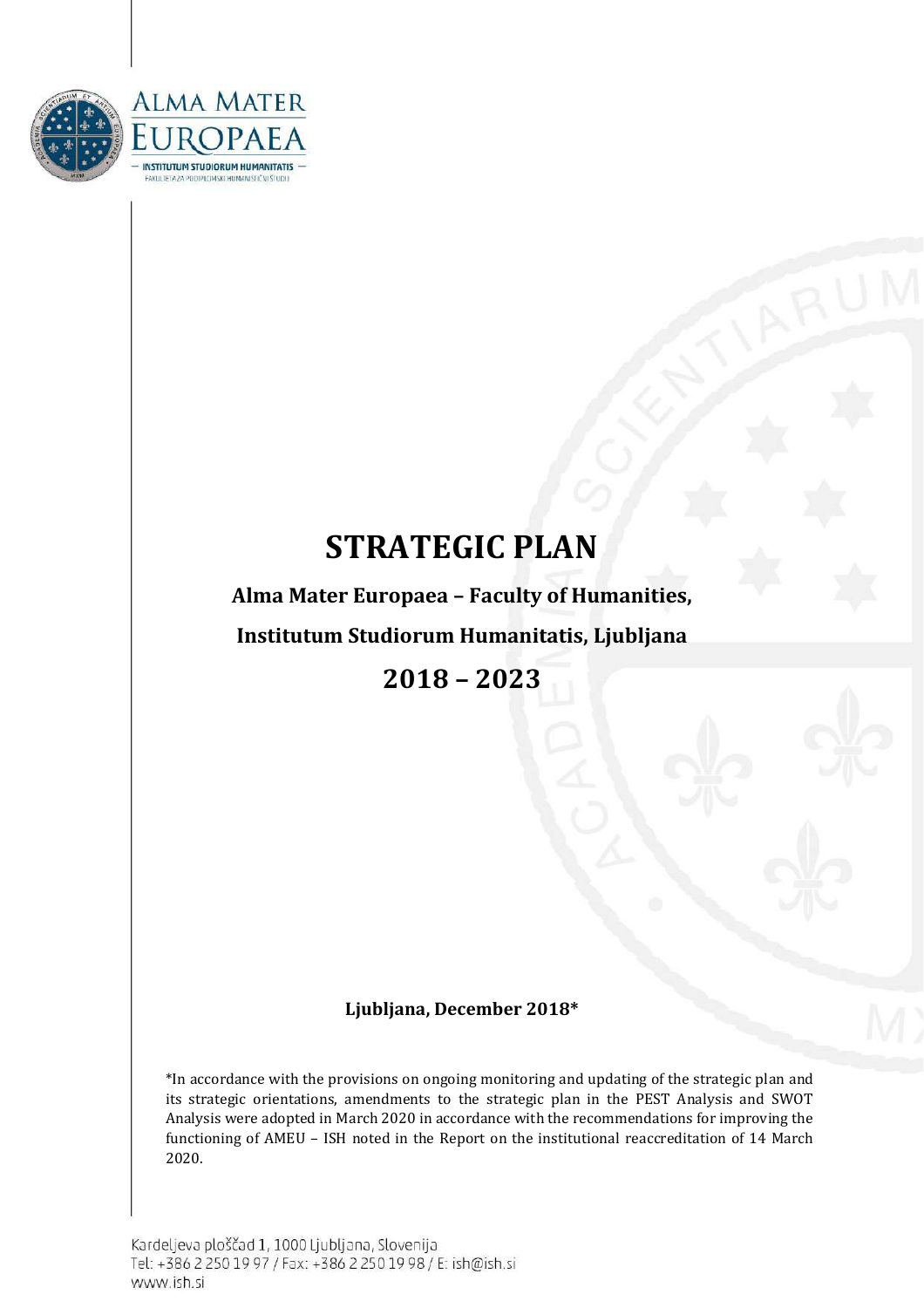# STRATEGIC PLAN

**Alma Mater Europaea – Faculty of Humanities,**

**Institutum Studiorum Humanitatis, Ljubljana**

## 2018 – 2023

**Ljubljana, December 2018***

*In accordance with the provisions on ongoing monitoring and updating of the strategic plan and its strategic orientations, amendments to the strategic plan in the PEST Analysis and SWOT Analysis were adopted in March 2020 in accordance with the recommendations for improving the functioning of AMEU – ISH noted in the Report on the institutional reaccreditation of 14 March 2020.

Kardeljeva ploščad 1, 1000 Ljubljana, Slovenija
Tel: +386 2 250 19 97 / Fax: +386 2 250 19 98 / E: ish@ish.si
www.ish.si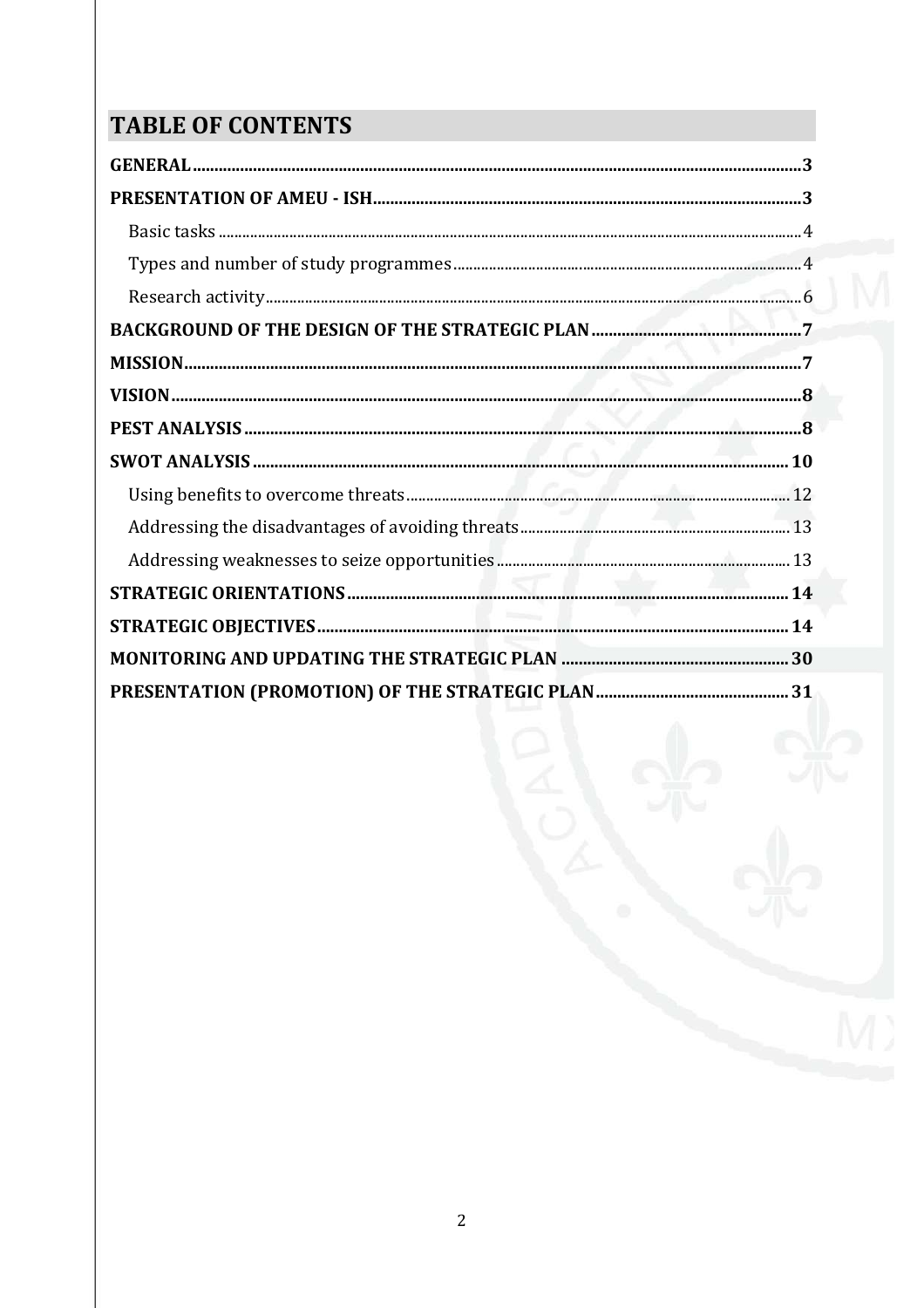# TABLE OF CONTENTS

**GENERAL** .......... 3

**PRESENTATION OF AMEU - ISH** .......... 3

- Basic tasks .......... 4
- Types and number of study programmes .......... 4
- Research activity .......... 6

**BACKGROUND OF THE DESIGN OF THE STRATEGIC PLAN** .......... 7

**MISSION** .......... 7

**VISION** .......... 8

**PEST ANALYSIS** .......... 8

**SWOT ANALYSIS** .......... 10

- Using benefits to overcome threats .......... 12
- Addressing the disadvantages of avoiding threats .......... 13
- Addressing weaknesses to seize opportunities .......... 13

**STRATEGIC ORIENTATIONS** .......... 14

**STRATEGIC OBJECTIVES** .......... 14

**MONITORING AND UPDATING THE STRATEGIC PLAN** .......... 30

**PRESENTATION (PROMOTION) OF THE STRATEGIC PLAN** .......... 31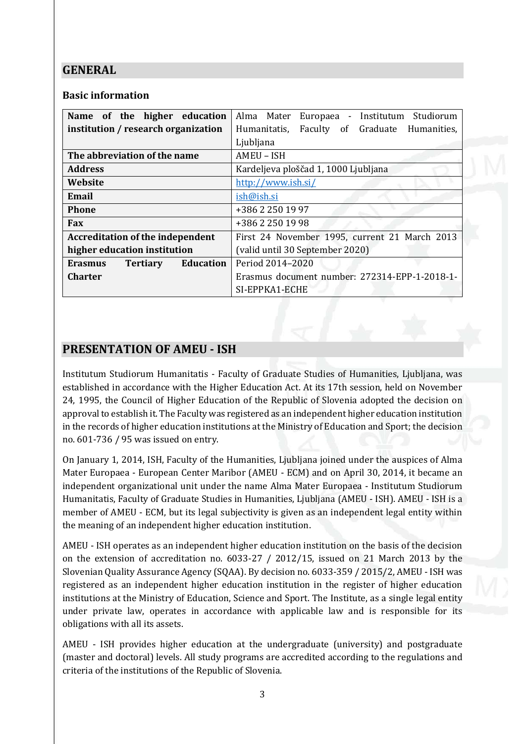## GENERAL

### Basic information

| Name of the higher education institution / research organization | Alma Mater Europaea - Institutum Studiorum Humanitatis, Faculty of Graduate Humanities, Ljubljana |
|---|---|
| The abbreviation of the name | AMEU – ISH |
| Address | Kardeljeva ploščad 1, 1000 Ljubljana |
| Website | http://www.ish.si/ |
| Email | ish@ish.si |
| Phone | +386 2 250 19 97 |
| Fax | +386 2 250 19 98 |
| Accreditation of the independent higher education institution | First 24 November 1995, current 21 March 2013 (valid until 30 September 2020) |
| Erasmus Tertiary Education Charter | Period 2014–2020<br>Erasmus document number: 272314-EPP-1-2018-1-SI-EPPKA1-ECHE |

## PRESENTATION OF AMEU - ISH

Institutum Studiorum Humanitatis - Faculty of Graduate Studies of Humanities, Ljubljana, was established in accordance with the Higher Education Act. At its 17th session, held on November 24, 1995, the Council of Higher Education of the Republic of Slovenia adopted the decision on approval to establish it. The Faculty was registered as an independent higher education institution in the records of higher education institutions at the Ministry of Education and Sport; the decision no. 601-736 / 95 was issued on entry.

On January 1, 2014, ISH, Faculty of the Humanities, Ljubljana joined under the auspices of Alma Mater Europaea - European Center Maribor (AMEU - ECM) and on April 30, 2014, it became an independent organizational unit under the name Alma Mater Europaea - Institutum Studiorum Humanitatis, Faculty of Graduate Studies in Humanities, Ljubljana (AMEU - ISH). AMEU - ISH is a member of AMEU - ECM, but its legal subjectivity is given as an independent legal entity within the meaning of an independent higher education institution.

AMEU - ISH operates as an independent higher education institution on the basis of the decision on the extension of accreditation no. 6033-27 / 2012/15, issued on 21 March 2013 by the Slovenian Quality Assurance Agency (SQAA). By decision no. 6033-359 / 2015/2, AMEU - ISH was registered as an independent higher education institution in the register of higher education institutions at the Ministry of Education, Science and Sport. The Institute, as a single legal entity under private law, operates in accordance with applicable law and is responsible for its obligations with all its assets.

AMEU - ISH provides higher education at the undergraduate (university) and postgraduate (master and doctoral) levels. All study programs are accredited according to the regulations and criteria of the institutions of the Republic of Slovenia.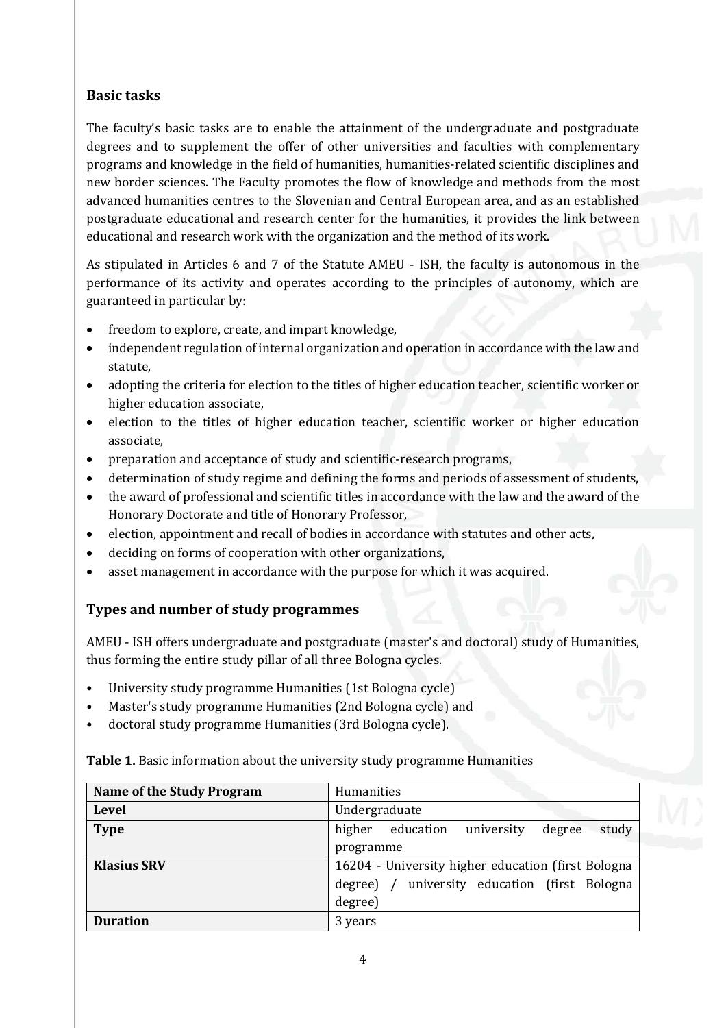## Basic tasks

The faculty's basic tasks are to enable the attainment of the undergraduate and postgraduate degrees and to supplement the offer of other universities and faculties with complementary programs and knowledge in the field of humanities, humanities-related scientific disciplines and new border sciences. The Faculty promotes the flow of knowledge and methods from the most advanced humanities centres to the Slovenian and Central European area, and as an established postgraduate educational and research center for the humanities, it provides the link between educational and research work with the organization and the method of its work.

As stipulated in Articles 6 and 7 of the Statute AMEU - ISH, the faculty is autonomous in the performance of its activity and operates according to the principles of autonomy, which are guaranteed in particular by:

- freedom to explore, create, and impart knowledge,
- independent regulation of internal organization and operation in accordance with the law and statute,
- adopting the criteria for election to the titles of higher education teacher, scientific worker or higher education associate,
- election to the titles of higher education teacher, scientific worker or higher education associate,
- preparation and acceptance of study and scientific-research programs,
- determination of study regime and defining the forms and periods of assessment of students,
- the award of professional and scientific titles in accordance with the law and the award of the Honorary Doctorate and title of Honorary Professor,
- election, appointment and recall of bodies in accordance with statutes and other acts,
- deciding on forms of cooperation with other organizations,
- asset management in accordance with the purpose for which it was acquired.

## Types and number of study programmes

AMEU - ISH offers undergraduate and postgraduate (master's and doctoral) study of Humanities, thus forming the entire study pillar of all three Bologna cycles.

- University study programme Humanities (1st Bologna cycle)
- Master's study programme Humanities (2nd Bologna cycle) and
- doctoral study programme Humanities (3rd Bologna cycle).

**Table 1.** Basic information about the university study programme Humanities

| **Name of the Study Program** | Humanities |
|---|---|
| **Level** | Undergraduate |
| **Type** | higher education university degree study programme |
| **Klasius SRV** | 16204 - University higher education (first Bologna degree) / university education (first Bologna degree) |
| **Duration** | 3 years |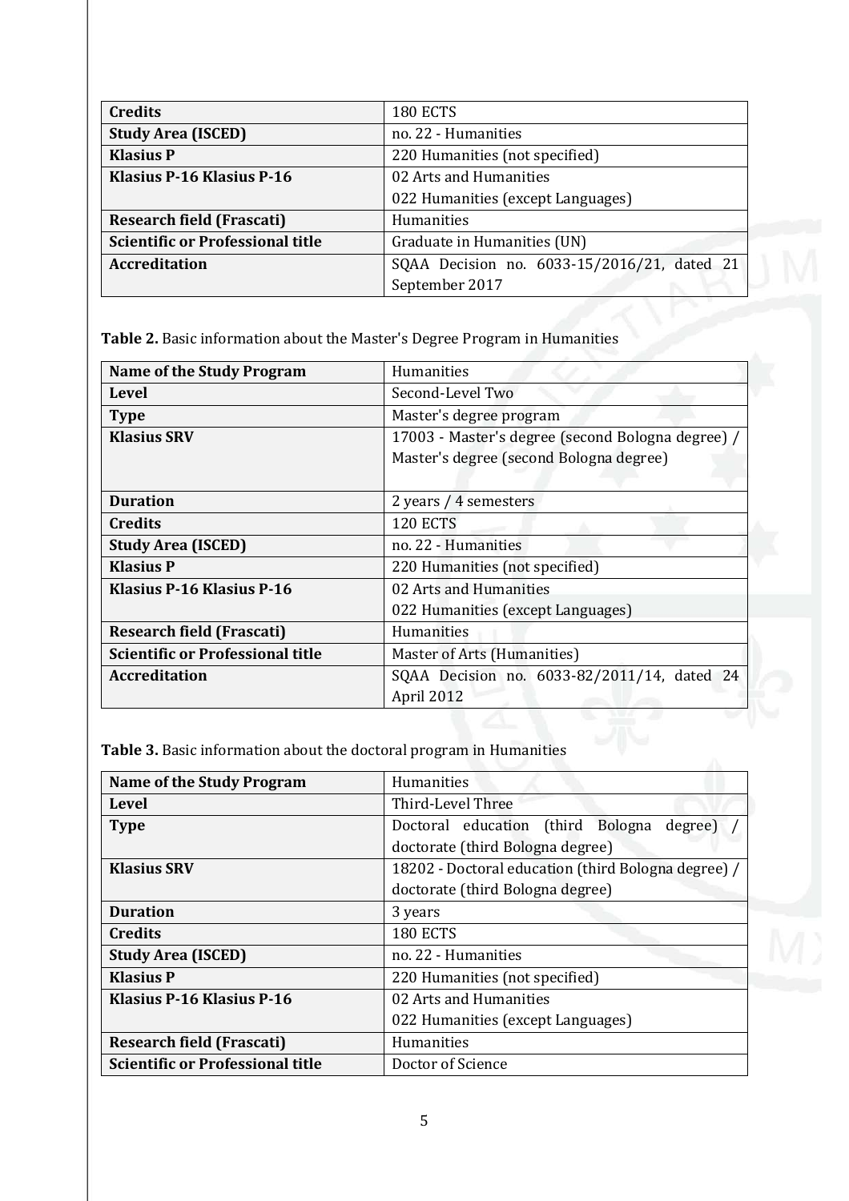| Credits | 180 ECTS |
| --- | --- |
| Study Area (ISCED) | no. 22 - Humanities |
| Klasius P | 220 Humanities (not specified) |
| Klasius P-16 Klasius P-16 | 02 Arts and Humanities<br>022 Humanities (except Languages) |
| Research field (Frascati) | Humanities |
| Scientific or Professional title | Graduate in Humanities (UN) |
| Accreditation | SQAA Decision no. 6033-15/2016/21, dated 21 September 2017 |

**Table 2.** Basic information about the Master's Degree Program in Humanities

| Name of the Study Program | Humanities |
| --- | --- |
| Level | Second-Level Two |
| Type | Master's degree program |
| Klasius SRV | 17003 - Master's degree (second Bologna degree) / Master's degree (second Bologna degree) |
| Duration | 2 years / 4 semesters |
| Credits | 120 ECTS |
| Study Area (ISCED) | no. 22 - Humanities |
| Klasius P | 220 Humanities (not specified) |
| Klasius P-16 Klasius P-16 | 02 Arts and Humanities<br>022 Humanities (except Languages) |
| Research field (Frascati) | Humanities |
| Scientific or Professional title | Master of Arts (Humanities) |
| Accreditation | SQAA Decision no. 6033-82/2011/14, dated 24 April 2012 |

**Table 3.** Basic information about the doctoral program in Humanities

| Name of the Study Program | Humanities |
| --- | --- |
| Level | Third-Level Three |
| Type | Doctoral education (third Bologna degree) / doctorate (third Bologna degree) |
| Klasius SRV | 18202 - Doctoral education (third Bologna degree) / doctorate (third Bologna degree) |
| Duration | 3 years |
| Credits | 180 ECTS |
| Study Area (ISCED) | no. 22 - Humanities |
| Klasius P | 220 Humanities (not specified) |
| Klasius P-16 Klasius P-16 | 02 Arts and Humanities<br>022 Humanities (except Languages) |
| Research field (Frascati) | Humanities |
| Scientific or Professional title | Doctor of Science |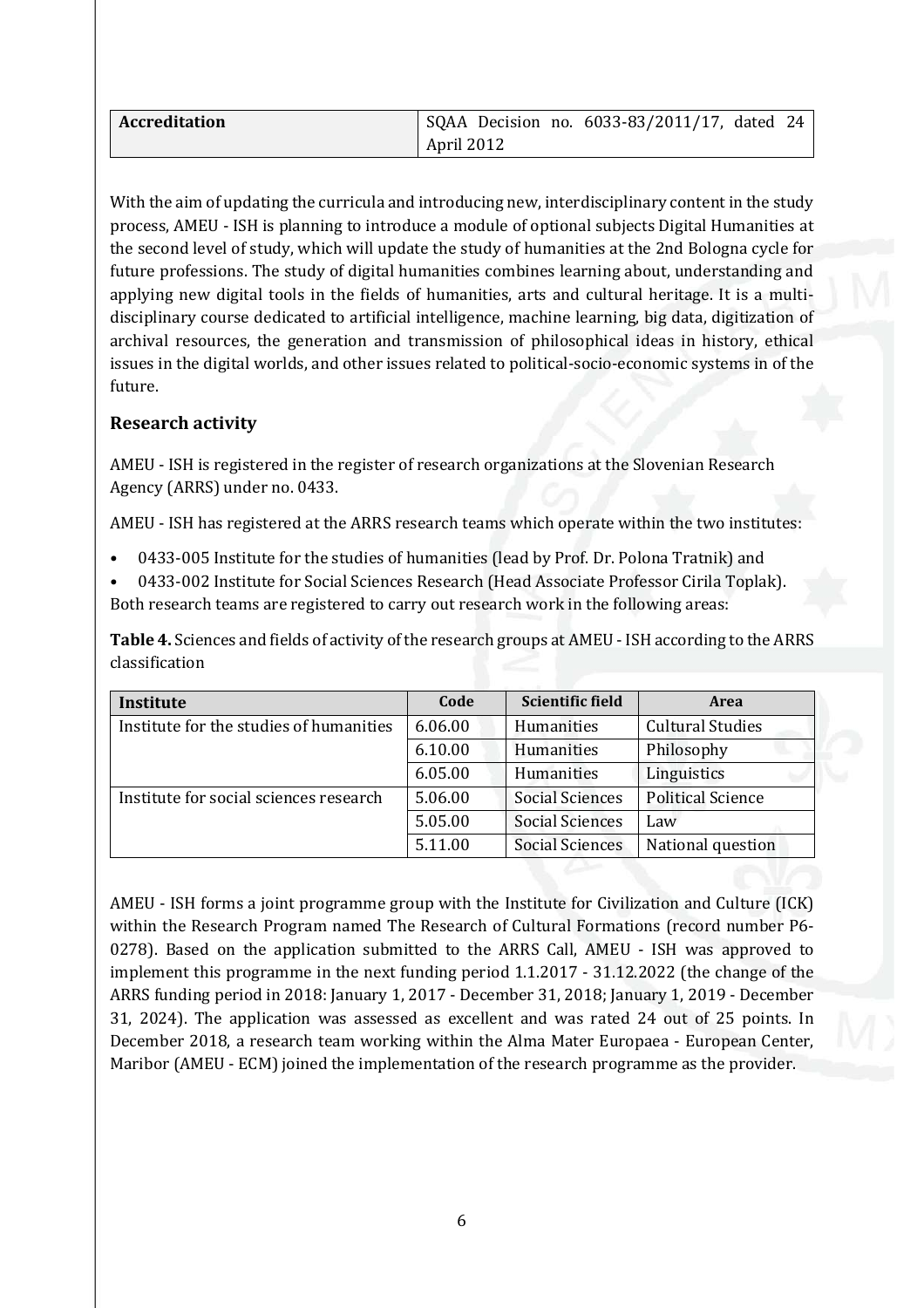| **Accreditation** | SQAA Decision no. 6033-83/2011/17, dated 24 April 2012 |
| --- | --- |

With the aim of updating the curricula and introducing new, interdisciplinary content in the study process, AMEU - ISH is planning to introduce a module of optional subjects Digital Humanities at the second level of study, which will update the study of humanities at the 2nd Bologna cycle for future professions. The study of digital humanities combines learning about, understanding and applying new digital tools in the fields of humanities, arts and cultural heritage. It is a multi-disciplinary course dedicated to artificial intelligence, machine learning, big data, digitization of archival resources, the generation and transmission of philosophical ideas in history, ethical issues in the digital worlds, and other issues related to political-socio-economic systems in of the future.

### Research activity

AMEU - ISH is registered in the register of research organizations at the Slovenian Research Agency (ARRS) under no. 0433.

AMEU - ISH has registered at the ARRS research teams which operate within the two institutes:

- 0433-005 Institute for the studies of humanities (lead by Prof. Dr. Polona Tratnik) and
- 0433-002 Institute for Social Sciences Research (Head Associate Professor Cirila Toplak).

Both research teams are registered to carry out research work in the following areas:

**Table 4.** Sciences and fields of activity of the research groups at AMEU - ISH according to the ARRS classification

| Institute | Code | Scientific field | Area |
| --- | --- | --- | --- |
| Institute for the studies of humanities | 6.06.00 | Humanities | Cultural Studies |
| | 6.10.00 | Humanities | Philosophy |
| | 6.05.00 | Humanities | Linguistics |
| Institute for social sciences research | 5.06.00 | Social Sciences | Political Science |
| | 5.05.00 | Social Sciences | Law |
| | 5.11.00 | Social Sciences | National question |

AMEU - ISH forms a joint programme group with the Institute for Civilization and Culture (ICK) within the Research Program named The Research of Cultural Formations (record number P6-0278). Based on the application submitted to the ARRS Call, AMEU - ISH was approved to implement this programme in the next funding period 1.1.2017 - 31.12.2022 (the change of the ARRS funding period in 2018: January 1, 2017 - December 31, 2018; January 1, 2019 - December 31, 2024). The application was assessed as excellent and was rated 24 out of 25 points. In December 2018, a research team working within the Alma Mater Europaea - European Center, Maribor (AMEU - ECM) joined the implementation of the research programme as the provider.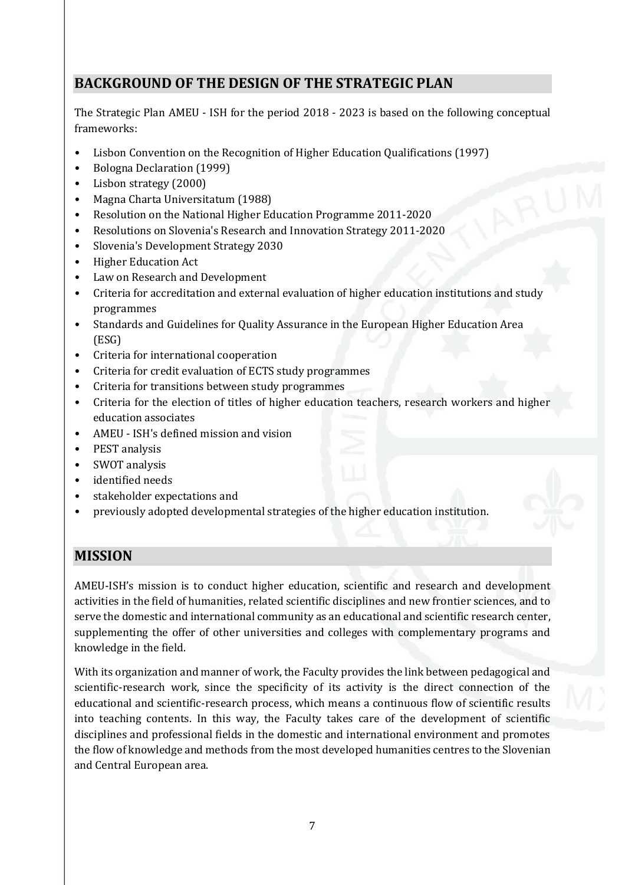## BACKGROUND OF THE DESIGN OF THE STRATEGIC PLAN

The Strategic Plan AMEU - ISH for the period 2018 - 2023 is based on the following conceptual frameworks:

- Lisbon Convention on the Recognition of Higher Education Qualifications (1997)
- Bologna Declaration (1999)
- Lisbon strategy (2000)
- Magna Charta Universitatum (1988)
- Resolution on the National Higher Education Programme 2011-2020
- Resolutions on Slovenia's Research and Innovation Strategy 2011-2020
- Slovenia's Development Strategy 2030
- Higher Education Act
- Law on Research and Development
- Criteria for accreditation and external evaluation of higher education institutions and study programmes
- Standards and Guidelines for Quality Assurance in the European Higher Education Area (ESG)
- Criteria for international cooperation
- Criteria for credit evaluation of ECTS study programmes
- Criteria for transitions between study programmes
- Criteria for the election of titles of higher education teachers, research workers and higher education associates
- AMEU - ISH's defined mission and vision
- PEST analysis
- SWOT analysis
- identified needs
- stakeholder expectations and
- previously adopted developmental strategies of the higher education institution.

## MISSION

AMEU-ISH's mission is to conduct higher education, scientific and research and development activities in the field of humanities, related scientific disciplines and new frontier sciences, and to serve the domestic and international community as an educational and scientific research center, supplementing the offer of other universities and colleges with complementary programs and knowledge in the field.

With its organization and manner of work, the Faculty provides the link between pedagogical and scientific-research work, since the specificity of its activity is the direct connection of the educational and scientific-research process, which means a continuous flow of scientific results into teaching contents. In this way, the Faculty takes care of the development of scientific disciplines and professional fields in the domestic and international environment and promotes the flow of knowledge and methods from the most developed humanities centres to the Slovenian and Central European area.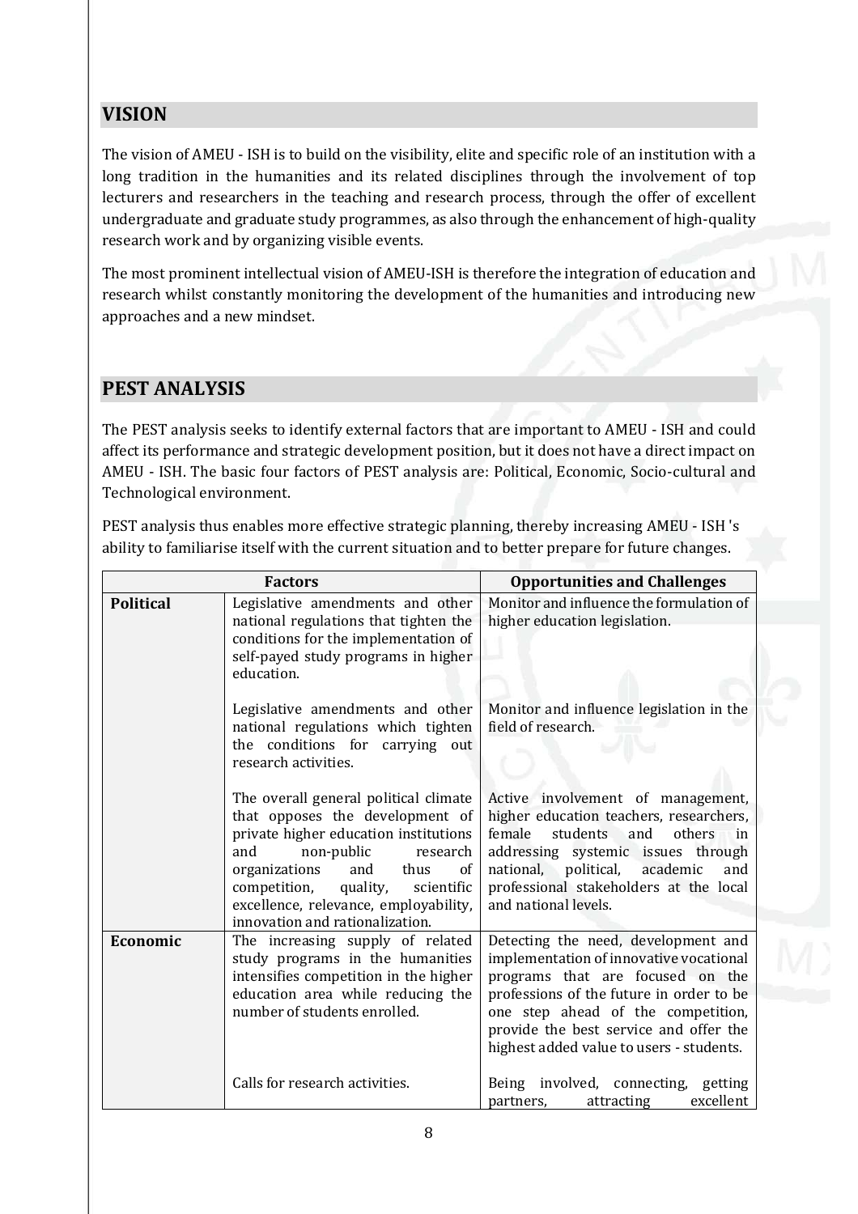## VISION

The vision of AMEU - ISH is to build on the visibility, elite and specific role of an institution with a long tradition in the humanities and its related disciplines through the involvement of top lecturers and researchers in the teaching and research process, through the offer of excellent undergraduate and graduate study programmes, as also through the enhancement of high-quality research work and by organizing visible events.

The most prominent intellectual vision of AMEU-ISH is therefore the integration of education and research whilst constantly monitoring the development of the humanities and introducing new approaches and a new mindset.

## PEST ANALYSIS

The PEST analysis seeks to identify external factors that are important to AMEU - ISH and could affect its performance and strategic development position, but it does not have a direct impact on AMEU - ISH. The basic four factors of PEST analysis are: Political, Economic, Socio-cultural and Technological environment.

PEST analysis thus enables more effective strategic planning, thereby increasing AMEU - ISH 's ability to familiarise itself with the current situation and to better prepare for future changes.

| Factors | | Opportunities and Challenges |
|---|---|---|
| **Political** | Legislative amendments and other national regulations that tighten the conditions for the implementation of self-payed study programs in higher education. | Monitor and influence the formulation of higher education legislation. |
| | Legislative amendments and other national regulations which tighten the conditions for carrying out research activities. | Monitor and influence legislation in the field of research. |
| | The overall general political climate that opposes the development of private higher education institutions and non-public research organizations and thus of competition, quality, scientific excellence, relevance, employability, innovation and rationalization. | Active involvement of management, higher education teachers, researchers, female students and others in addressing systemic issues through national, political, academic and professional stakeholders at the local and national levels. |
| **Economic** | The increasing supply of related study programs in the humanities intensifies competition in the higher education area while reducing the number of students enrolled. | Detecting the need, development and implementation of innovative vocational programs that are focused on the professions of the future in order to be one step ahead of the competition, provide the best service and offer the highest added value to users - students. |
| | Calls for research activities. | Being involved, connecting, getting partners, attracting excellent |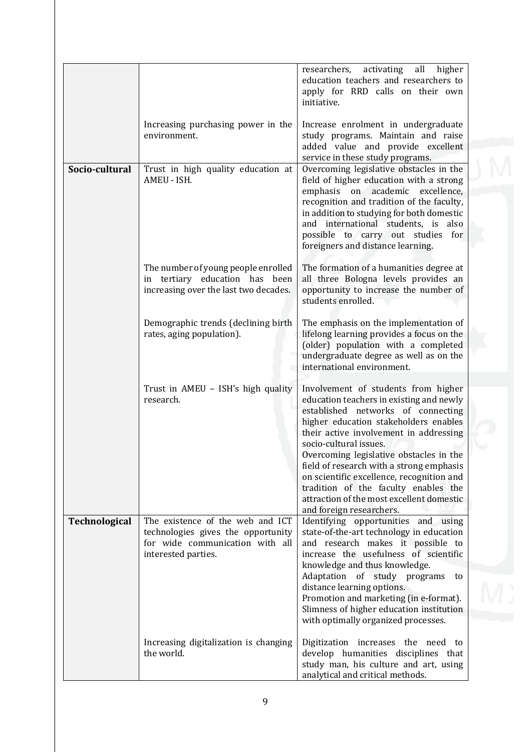| | | |
|---|---|---|
| | | researchers, activating all higher education teachers and researchers to apply for RRD calls on their own initiative. |
| | Increasing purchasing power in the environment. | Increase enrolment in undergraduate study programs. Maintain and raise added value and provide excellent service in these study programs. |
| **Socio-cultural** | Trust in high quality education at AMEU - ISH. | Overcoming legislative obstacles in the field of higher education with a strong emphasis on academic excellence, recognition and tradition of the faculty, in addition to studying for both domestic and international students, is also possible to carry out studies for foreigners and distance learning. |
| | The number of young people enrolled in tertiary education has been increasing over the last two decades. | The formation of a humanities degree at all three Bologna levels provides an opportunity to increase the number of students enrolled. |
| | Demographic trends (declining birth rates, aging population). | The emphasis on the implementation of lifelong learning provides a focus on the (older) population with a completed undergraduate degree as well as on the international environment. |
| | Trust in AMEU – ISH's high quality research. | Involvement of students from higher education teachers in existing and newly established networks of connecting higher education stakeholders enables their active involvement in addressing socio-cultural issues.<br>Overcoming legislative obstacles in the field of research with a strong emphasis on scientific excellence, recognition and tradition of the faculty enables the attraction of the most excellent domestic and foreign researchers. |
| **Technological** | The existence of the web and ICT technologies gives the opportunity for wide communication with all interested parties. | Identifying opportunities and using state-of-the-art technology in education and research makes it possible to increase the usefulness of scientific knowledge and thus knowledge.<br>Adaptation of study programs to distance learning options.<br>Promotion and marketing (in e-format).<br>Slimness of higher education institution with optimally organized processes. |
| | Increasing digitalization is changing the world. | Digitization increases the need to develop humanities disciplines that study man, his culture and art, using analytical and critical methods. |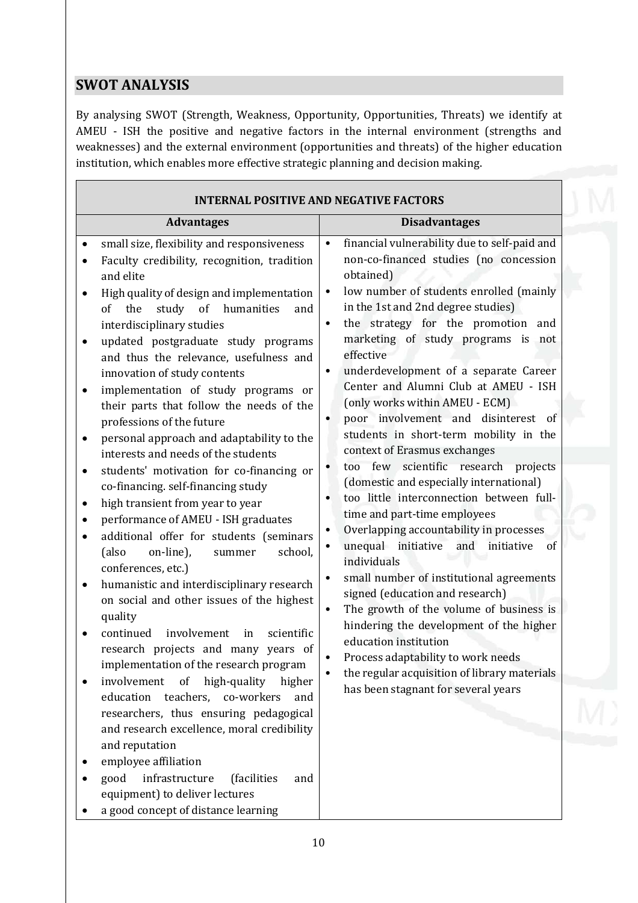## SWOT ANALYSIS

By analysing SWOT (Strength, Weakness, Opportunity, Opportunities, Threats) we identify at AMEU - ISH the positive and negative factors in the internal environment (strengths and weaknesses) and the external environment (opportunities and threats) of the higher education institution, which enables more effective strategic planning and decision making.

| INTERNAL POSITIVE AND NEGATIVE FACTORS | |
|---|---|
| **Advantages** | **Disadvantages** |
| • small size, flexibility and responsiveness<br>• Faculty credibility, recognition, tradition and elite<br>• High quality of design and implementation of the study of humanities and interdisciplinary studies<br>• updated postgraduate study programs and thus the relevance, usefulness and innovation of study contents<br>• implementation of study programs or their parts that follow the needs of the professions of the future<br>• personal approach and adaptability to the interests and needs of the students<br>• students' motivation for co-financing or co-financing. self-financing study<br>• high transient from year to year<br>• performance of AMEU - ISH graduates<br>• additional offer for students (seminars (also on-line), summer school, conferences, etc.)<br>• humanistic and interdisciplinary research on social and other issues of the highest quality<br>• continued involvement in scientific research projects and many years of implementation of the research program<br>• involvement of high-quality higher education teachers, co-workers and researchers, thus ensuring pedagogical and research excellence, moral credibility and reputation<br>• employee affiliation<br>• good infrastructure (facilities and equipment) to deliver lectures<br>• a good concept of distance learning | • financial vulnerability due to self-paid and non-co-financed studies (no concession obtained)<br>• low number of students enrolled (mainly in the 1st and 2nd degree studies)<br>• the strategy for the promotion and marketing of study programs is not effective<br>• underdevelopment of a separate Career Center and Alumni Club at AMEU - ISH (only works within AMEU - ECM)<br>• poor involvement and disinterest of students in short-term mobility in the context of Erasmus exchanges<br>• too few scientific research projects (domestic and especially international)<br>• too little interconnection between full-time and part-time employees<br>• Overlapping accountability in processes<br>• unequal initiative and initiative of individuals<br>• small number of institutional agreements signed (education and research)<br>• The growth of the volume of business is hindering the development of the higher education institution<br>• Process adaptability to work needs<br>• the regular acquisition of library materials has been stagnant for several years |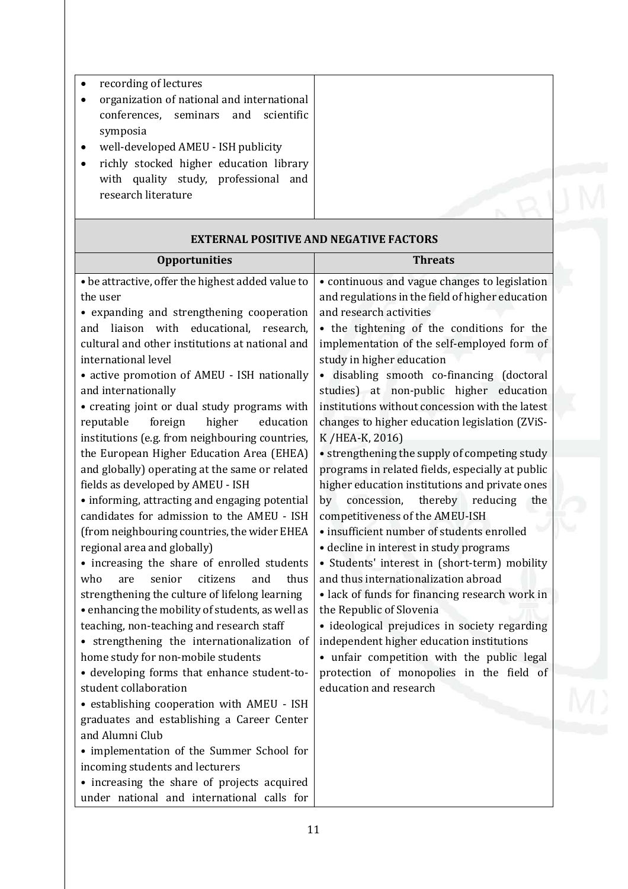| | |
|---|---|
| • recording of lectures<br>• organization of national and international conferences, seminars and scientific symposia<br>• well-developed AMEU - ISH publicity<br>• richly stocked higher education library with quality study, professional and research literature | |
| **EXTERNAL POSITIVE AND NEGATIVE FACTORS** | |
| **Opportunities** | **Threats** |
| • be attractive, offer the highest added value to the user<br>• expanding and strengthening cooperation and liaison with educational, research, cultural and other institutions at national and international level<br>• active promotion of AMEU - ISH nationally and internationally<br>• creating joint or dual study programs with reputable foreign higher education institutions (e.g. from neighbouring countries, the European Higher Education Area (EHEA) and globally) operating at the same or related fields as developed by AMEU - ISH<br>• informing, attracting and engaging potential candidates for admission to the AMEU - ISH (from neighbouring countries, the wider EHEA regional area and globally)<br>• increasing the share of enrolled students who are senior citizens and thus strengthening the culture of lifelong learning<br>• enhancing the mobility of students, as well as teaching, non-teaching and research staff<br>• strengthening the internationalization of home study for non-mobile students<br>• developing forms that enhance student-to-student collaboration<br>• establishing cooperation with AMEU - ISH graduates and establishing a Career Center and Alumni Club<br>• implementation of the Summer School for incoming students and lecturers<br>• increasing the share of projects acquired under national and international calls for | • continuous and vague changes to legislation and regulations in the field of higher education and research activities<br>• the tightening of the conditions for the implementation of the self-employed form of study in higher education<br>• disabling smooth co-financing (doctoral studies) at non-public higher education institutions without concession with the latest changes to higher education legislation (ZViS-K /HEA-K, 2016)<br>• strengthening the supply of competing study programs in related fields, especially at public higher education institutions and private ones by concession, thereby reducing the competitiveness of the AMEU-ISH<br>• insufficient number of students enrolled<br>• decline in interest in study programs<br>• Students' interest in (short-term) mobility and thus internationalization abroad<br>• lack of funds for financing research work in the Republic of Slovenia<br>• ideological prejudices in society regarding independent higher education institutions<br>• unfair competition with the public legal protection of monopolies in the field of education and research |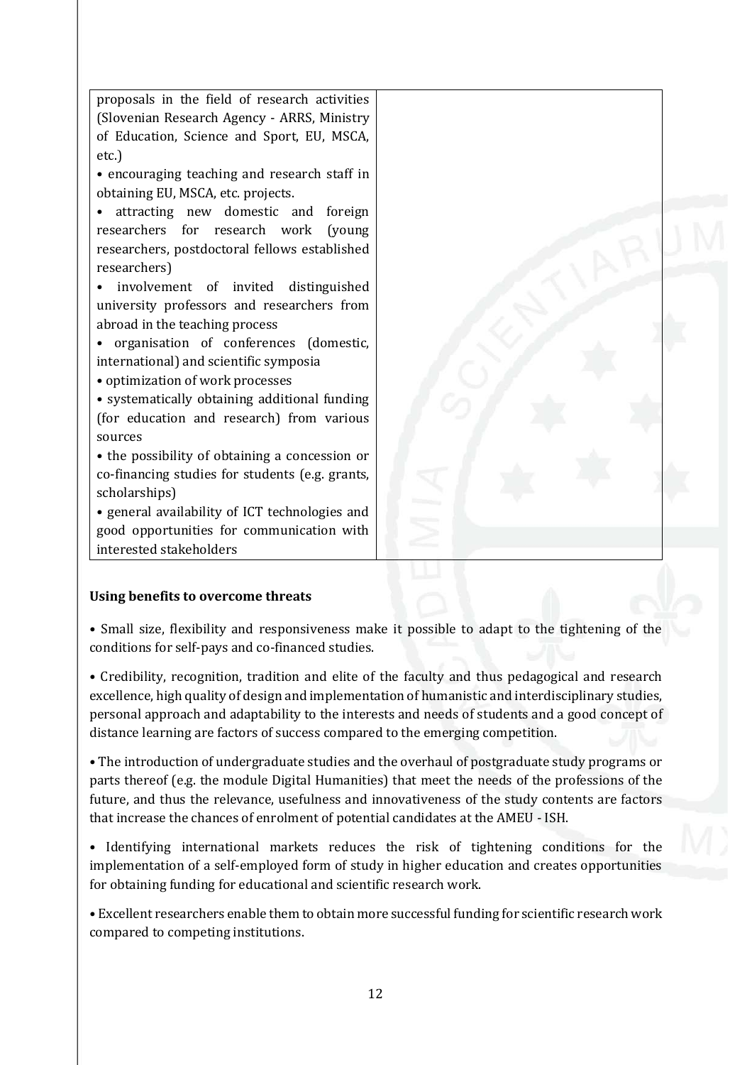| | |
|---|---|
| proposals in the field of research activities (Slovenian Research Agency - ARRS, Ministry of Education, Science and Sport, EU, MSCA, etc.)<br>• encouraging teaching and research staff in obtaining EU, MSCA, etc. projects.<br>• attracting new domestic and foreign researchers for research work (young researchers, postdoctoral fellows established researchers)<br>• involvement of invited distinguished university professors and researchers from abroad in the teaching process<br>• organisation of conferences (domestic, international) and scientific symposia<br>• optimization of work processes<br>• systematically obtaining additional funding (for education and research) from various sources<br>• the possibility of obtaining a concession or co-financing studies for students (e.g. grants, scholarships)<br>• general availability of ICT technologies and good opportunities for communication with interested stakeholders | |

**Using benefits to overcome threats**

• Small size, flexibility and responsiveness make it possible to adapt to the tightening of the conditions for self-pays and co-financed studies.

• Credibility, recognition, tradition and elite of the faculty and thus pedagogical and research excellence, high quality of design and implementation of humanistic and interdisciplinary studies, personal approach and adaptability to the interests and needs of students and a good concept of distance learning are factors of success compared to the emerging competition.

• The introduction of undergraduate studies and the overhaul of postgraduate study programs or parts thereof (e.g. the module Digital Humanities) that meet the needs of the professions of the future, and thus the relevance, usefulness and innovativeness of the study contents are factors that increase the chances of enrolment of potential candidates at the AMEU - ISH.

• Identifying international markets reduces the risk of tightening conditions for the implementation of a self-employed form of study in higher education and creates opportunities for obtaining funding for educational and scientific research work.

• Excellent researchers enable them to obtain more successful funding for scientific research work compared to competing institutions.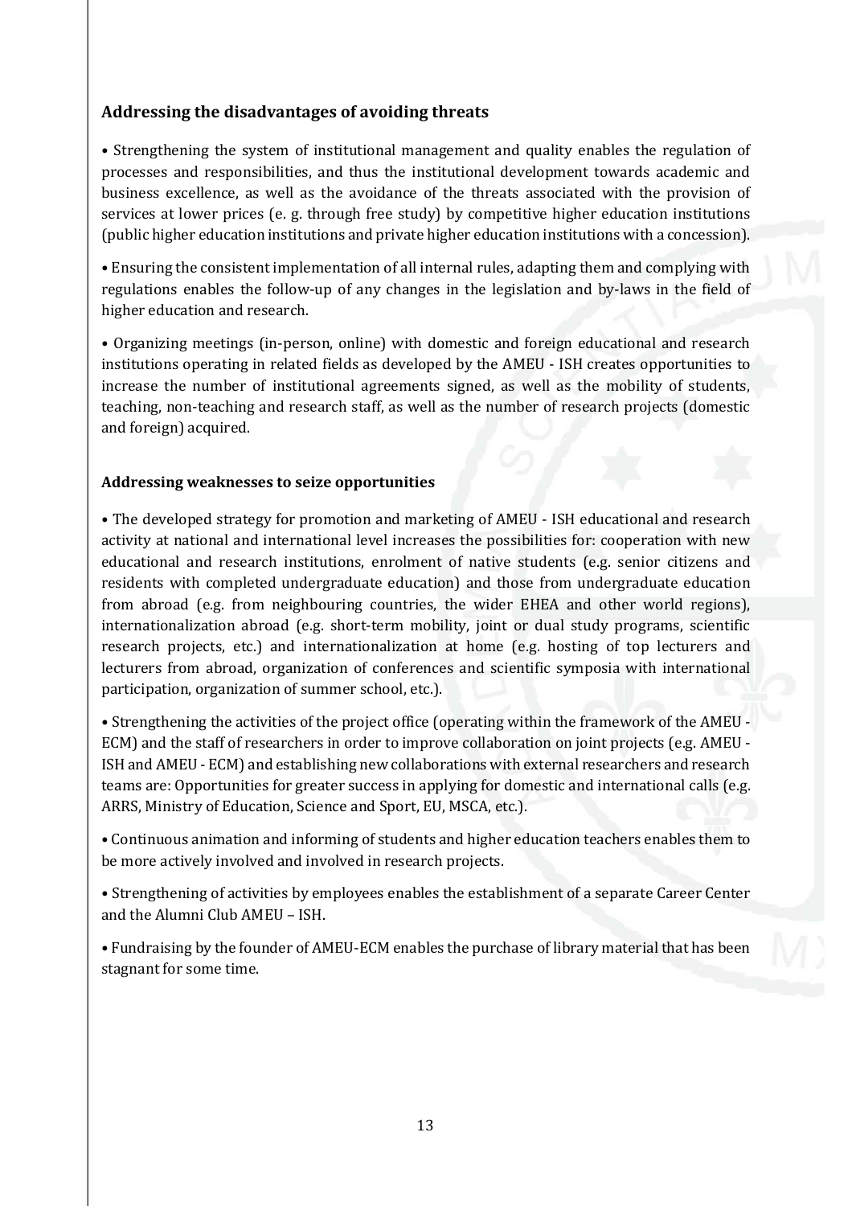### Addressing the disadvantages of avoiding threats

- Strengthening the system of institutional management and quality enables the regulation of processes and responsibilities, and thus the institutional development towards academic and business excellence, as well as the avoidance of the threats associated with the provision of services at lower prices (e. g. through free study) by competitive higher education institutions (public higher education institutions and private higher education institutions with a concession).

- Ensuring the consistent implementation of all internal rules, adapting them and complying with regulations enables the follow-up of any changes in the legislation and by-laws in the field of higher education and research.

- Organizing meetings (in-person, online) with domestic and foreign educational and research institutions operating in related fields as developed by the AMEU - ISH creates opportunities to increase the number of institutional agreements signed, as well as the mobility of students, teaching, non-teaching and research staff, as well as the number of research projects (domestic and foreign) acquired.

### Addressing weaknesses to seize opportunities

- The developed strategy for promotion and marketing of AMEU - ISH educational and research activity at national and international level increases the possibilities for: cooperation with new educational and research institutions, enrolment of native students (e.g. senior citizens and residents with completed undergraduate education) and those from undergraduate education from abroad (e.g. from neighbouring countries, the wider EHEA and other world regions), internationalization abroad (e.g. short-term mobility, joint or dual study programs, scientific research projects, etc.) and internationalization at home (e.g. hosting of top lecturers and lecturers from abroad, organization of conferences and scientific symposia with international participation, organization of summer school, etc.).

- Strengthening the activities of the project office (operating within the framework of the AMEU - ECM) and the staff of researchers in order to improve collaboration on joint projects (e.g. AMEU - ISH and AMEU - ECM) and establishing new collaborations with external researchers and research teams are: Opportunities for greater success in applying for domestic and international calls (e.g. ARRS, Ministry of Education, Science and Sport, EU, MSCA, etc.).

- Continuous animation and informing of students and higher education teachers enables them to be more actively involved and involved in research projects.

- Strengthening of activities by employees enables the establishment of a separate Career Center and the Alumni Club AMEU – ISH.

- Fundraising by the founder of AMEU-ECM enables the purchase of library material that has been stagnant for some time.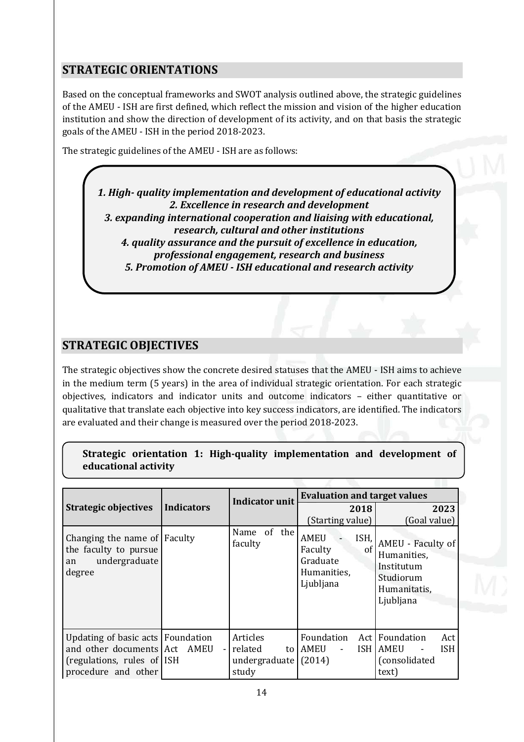## STRATEGIC ORIENTATIONS

Based on the conceptual frameworks and SWOT analysis outlined above, the strategic guidelines of the AMEU - ISH are first defined, which reflect the mission and vision of the higher education institution and show the direction of development of its activity, and on that basis the strategic goals of the AMEU - ISH in the period 2018-2023.

The strategic guidelines of the AMEU - ISH are as follows:

***1. High- quality implementation and development of educational activity***
***2. Excellence in research and development***
***3. expanding international cooperation and liaising with educational, research, cultural and other institutions***
***4. quality assurance and the pursuit of excellence in education, professional engagement, research and business***
***5. Promotion of AMEU - ISH educational and research activity***

## STRATEGIC OBJECTIVES

The strategic objectives show the concrete desired statuses that the AMEU - ISH aims to achieve in the medium term (5 years) in the area of individual strategic orientation. For each strategic objectives, indicators and indicator units and outcome indicators – either quantitative or qualitative that translate each objective into key success indicators, are identified. The indicators are evaluated and their change is measured over the period 2018-2023.

**Strategic orientation 1: High-quality implementation and development of educational activity**

| Strategic objectives | Indicators | Indicator unit | Evaluation and target values | |
|---|---|---|---|---|
| | | | 2018 (Starting value) | 2023 (Goal value) |
| Changing the name of the faculty to pursue an undergraduate degree | Faculty | Name of the faculty | AMEU - ISH, Faculty of Graduate Humanities, Ljubljana | AMEU - Faculty of Humanities, Institutum Studiorum Humanitatis, Ljubljana |
| Updating of basic acts and other documents (regulations, rules of procedure and other | Foundation Act AMEU - ISH | Articles related to undergraduate study | Foundation Act AMEU - ISH (2014) | Foundation Act AMEU - ISH (consolidated text) |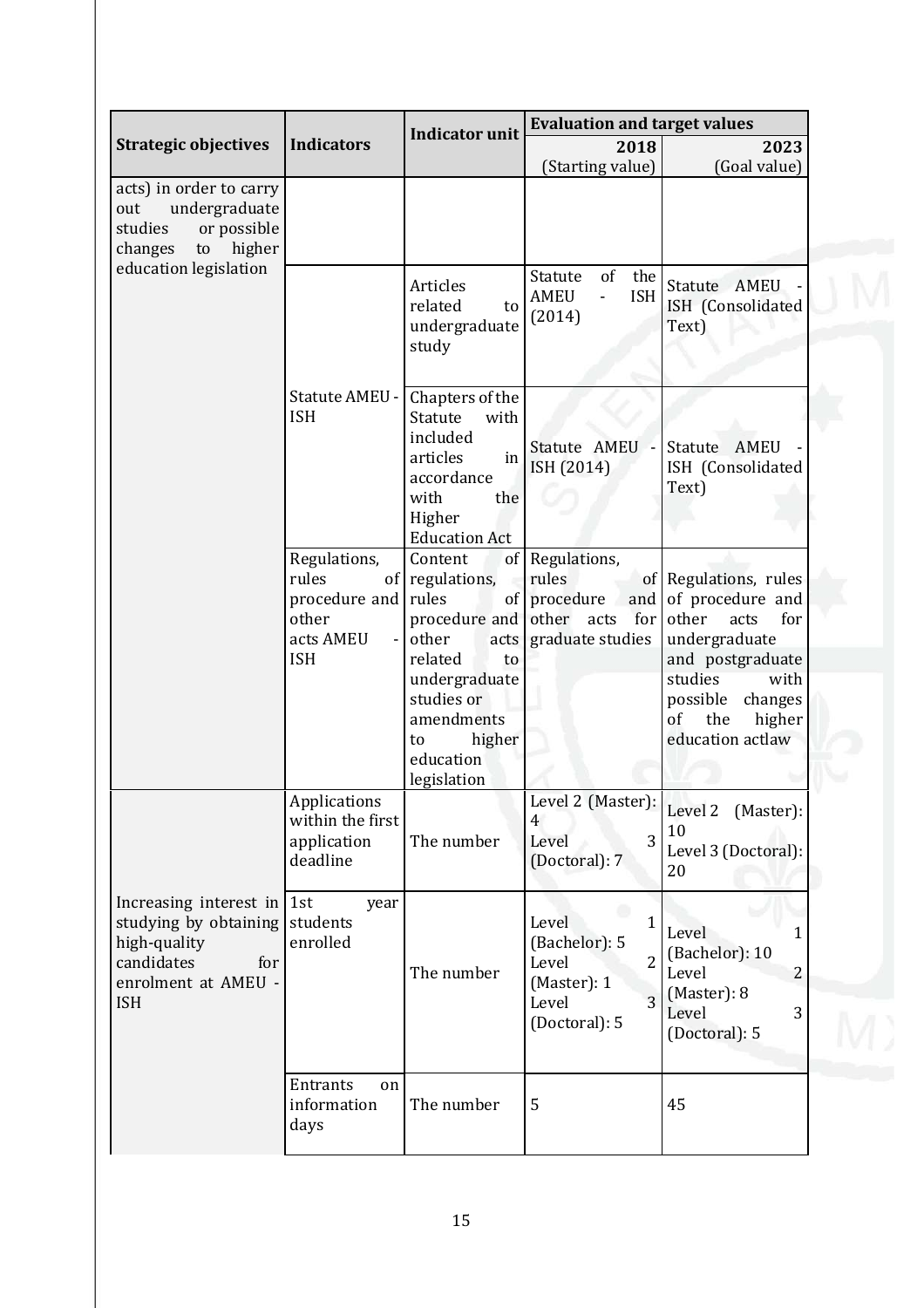| Strategic objectives | Indicators | Indicator unit | Evaluation and target values | |
|---|---|---|---|---|
| | | | 2018 (Starting value) | 2023 (Goal value) |
| acts) in order to carry out undergraduate studies or possible changes to higher education legislation | | | | |
| | Statute AMEU - ISH | Articles related to undergraduate study | Statute of the AMEU - ISH (2014) | Statute AMEU - ISH (Consolidated Text) |
| | | Chapters of the Statute with included articles in accordance with the Higher Education Act | Statute AMEU - ISH (2014) | Statute AMEU - ISH (Consolidated Text) |
| | Regulations, rules of procedure and other acts AMEU - ISH | Content of regulations, rules of procedure and other acts related to undergraduate studies or amendments to higher education legislation | Regulations, rules of procedure and other acts for graduate studies | Regulations, rules of procedure and other acts for undergraduate and postgraduate studies with possible changes of the higher education actlaw |
| Increasing interest in studying by obtaining high-quality candidates for enrolment at AMEU - ISH | Applications within the first application deadline | The number | Level 2 (Master): 4<br>Level 3 (Doctoral): 7 | Level 2 (Master): 10<br>Level 3 (Doctoral): 20 |
| | 1st year students enrolled | The number | Level 1 (Bachelor): 5<br>Level 2 (Master): 1<br>Level 3 (Doctoral): 5 | Level 1 (Bachelor): 10<br>Level 2 (Master): 8<br>Level 3 (Doctoral): 5 |
| | Entrants on information days | The number | 5 | 45 |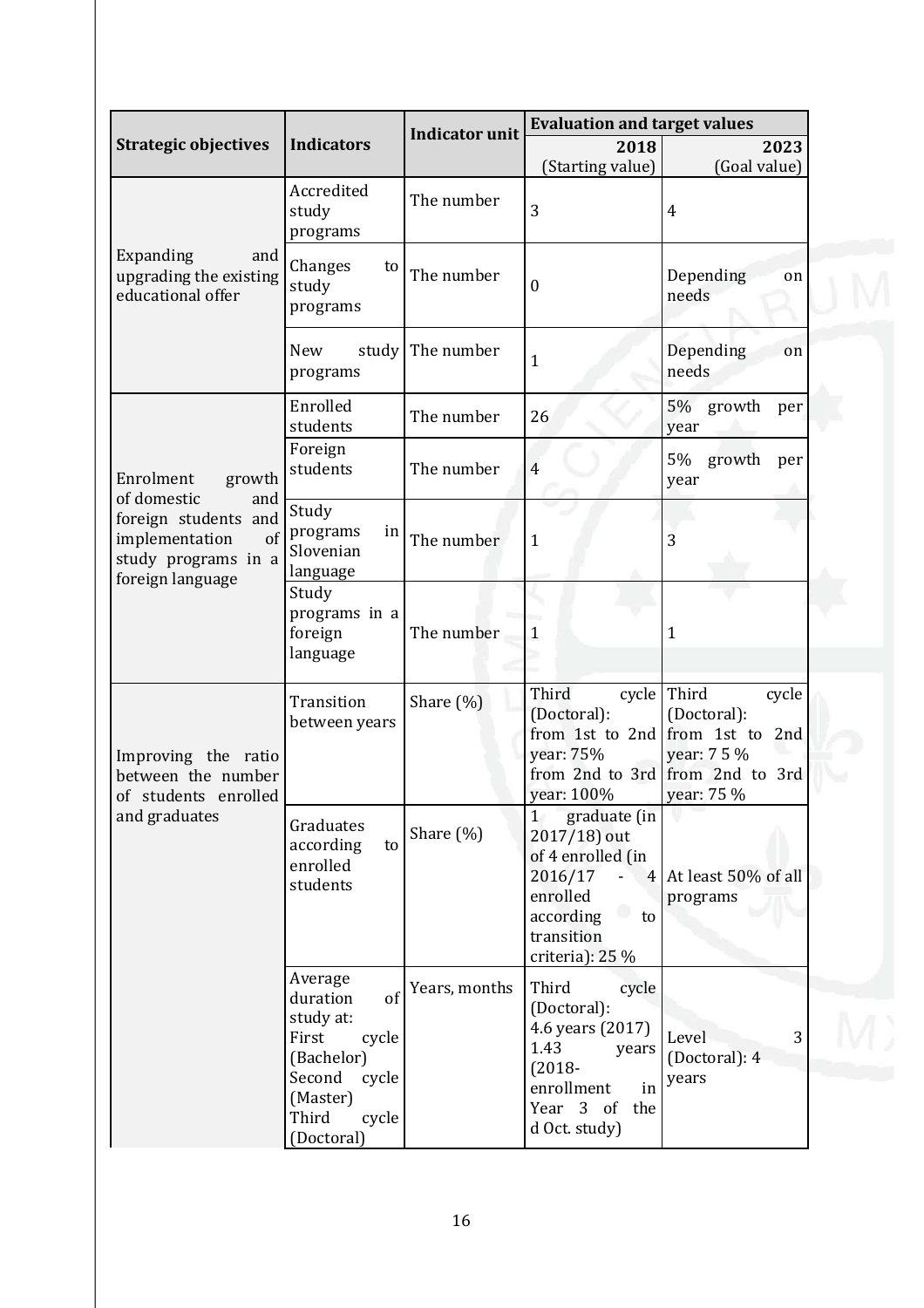| Strategic objectives | Indicators | Indicator unit | Evaluation and target values | |
|---|---|---|---|---|
| | | | 2018 (Starting value) | 2023 (Goal value) |
| Expanding and upgrading the existing educational offer | Accredited study programs | The number | 3 | 4 |
| | Changes to study programs | The number | 0 | Depending on needs |
| | New study programs | The number | 1 | Depending on needs |
| Enrolment growth of domestic and foreign students and implementation of study programs in a foreign language | Enrolled students | The number | 26 | 5% growth per year |
| | Foreign students | The number | 4 | 5% growth per year |
| | Study programs in Slovenian language | The number | 1 | 3 |
| | Study programs in a foreign language | The number | 1 | 1 |
| Improving the ratio between the number of students enrolled and graduates | Transition between years | Share (%) | Third cycle (Doctoral): from 1st to 2nd year: 75% from 2nd to 3rd year: 100% | Third cycle (Doctoral): from 1st to 2nd year: 7 5 % from 2nd to 3rd year: 75 % |
| | Graduates according to enrolled students | Share (%) | 1 graduate (in 2017/18) out of 4 enrolled (in 2016/17 - 4 enrolled according to transition criteria): 25 % | At least 50% of all programs |
| | Average duration of study at: First cycle (Bachelor) Second cycle (Master) Third cycle (Doctoral) | Years, months | Third cycle (Doctoral): 4.6 years (2017) 1.43 years (2018- enrollment in Year 3 of the d Oct. study) | Level 3 (Doctoral): 4 years |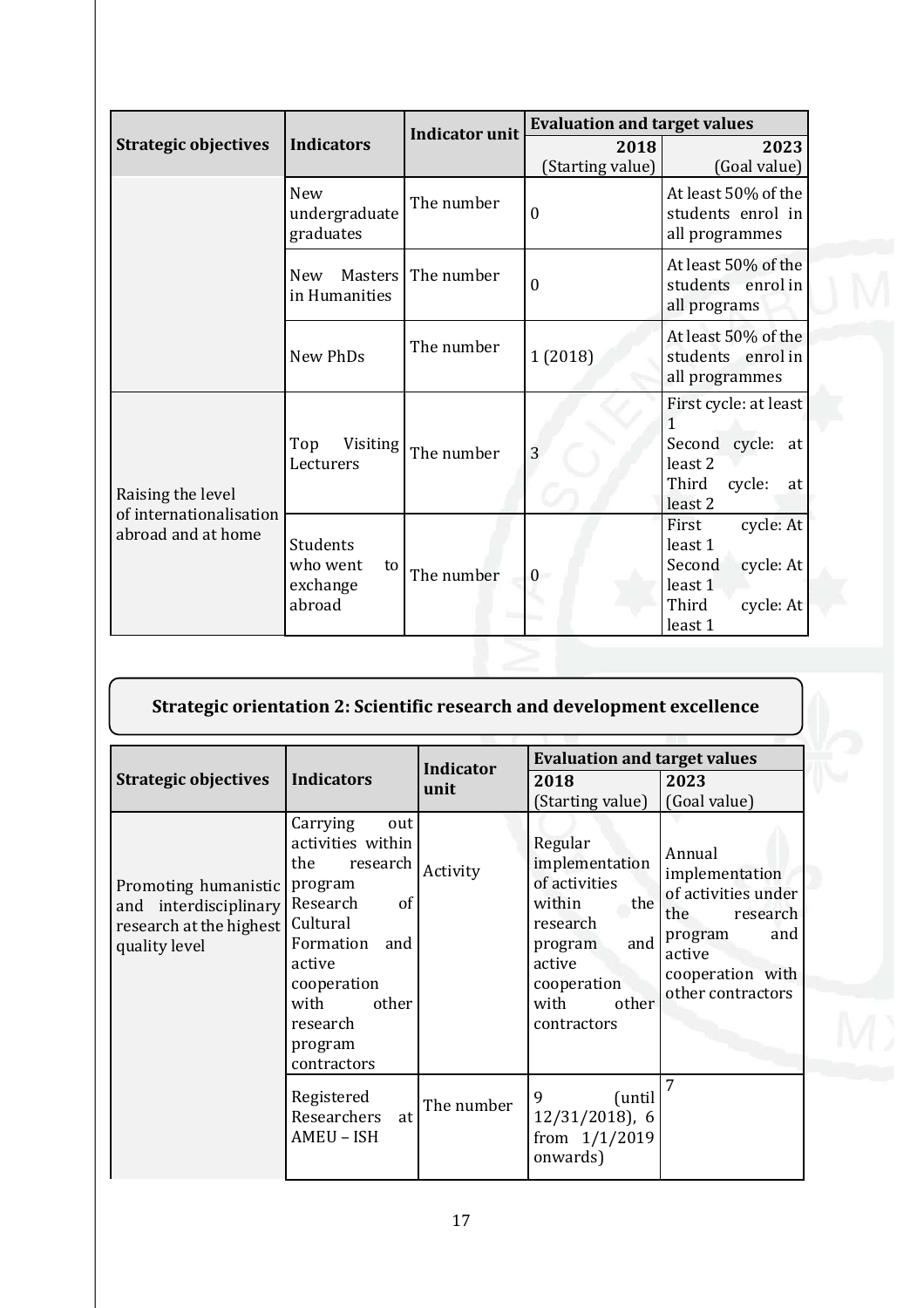| Strategic objectives | Indicators | Indicator unit | Evaluation and target values | |
|---|---|---|---|---|
| | | | 2018 (Starting value) | 2023 (Goal value) |
| | New undergraduate graduates | The number | 0 | At least 50% of the students enrol in all programmes |
| | New Masters in Humanities | The number | 0 | At least 50% of the students enrol in all programs |
| | New PhDs | The number | 1 (2018) | At least 50% of the students enrol in all programmes |
| Raising the level of internationalisation abroad and at home | Top Visiting Lecturers | The number | 3 | First cycle: at least 1<br>Second cycle: at least 2<br>Third cycle: at least 2 |
| | Students who went to exchange abroad | The number | 0 | First cycle: At least 1<br>Second cycle: At least 1<br>Third cycle: At least 1 |

## Strategic orientation 2: Scientific research and development excellence

| Strategic objectives | Indicators | Indicator unit | Evaluation and target values | |
|---|---|---|---|---|
| | | | 2018 (Starting value) | 2023 (Goal value) |
| Promoting humanistic and interdisciplinary research at the highest quality level | Carrying out activities within the research program Research of Cultural Formation and active cooperation with other research program contractors | Activity | Regular implementation of activities within the research program and active cooperation with other contractors | Annual implementation of activities under the research program and active cooperation with other contractors |
| | Registered Researchers at AMEU – ISH | The number | 9 (until 12/31/2018), 6 from 1/1/2019 onwards) | 7 |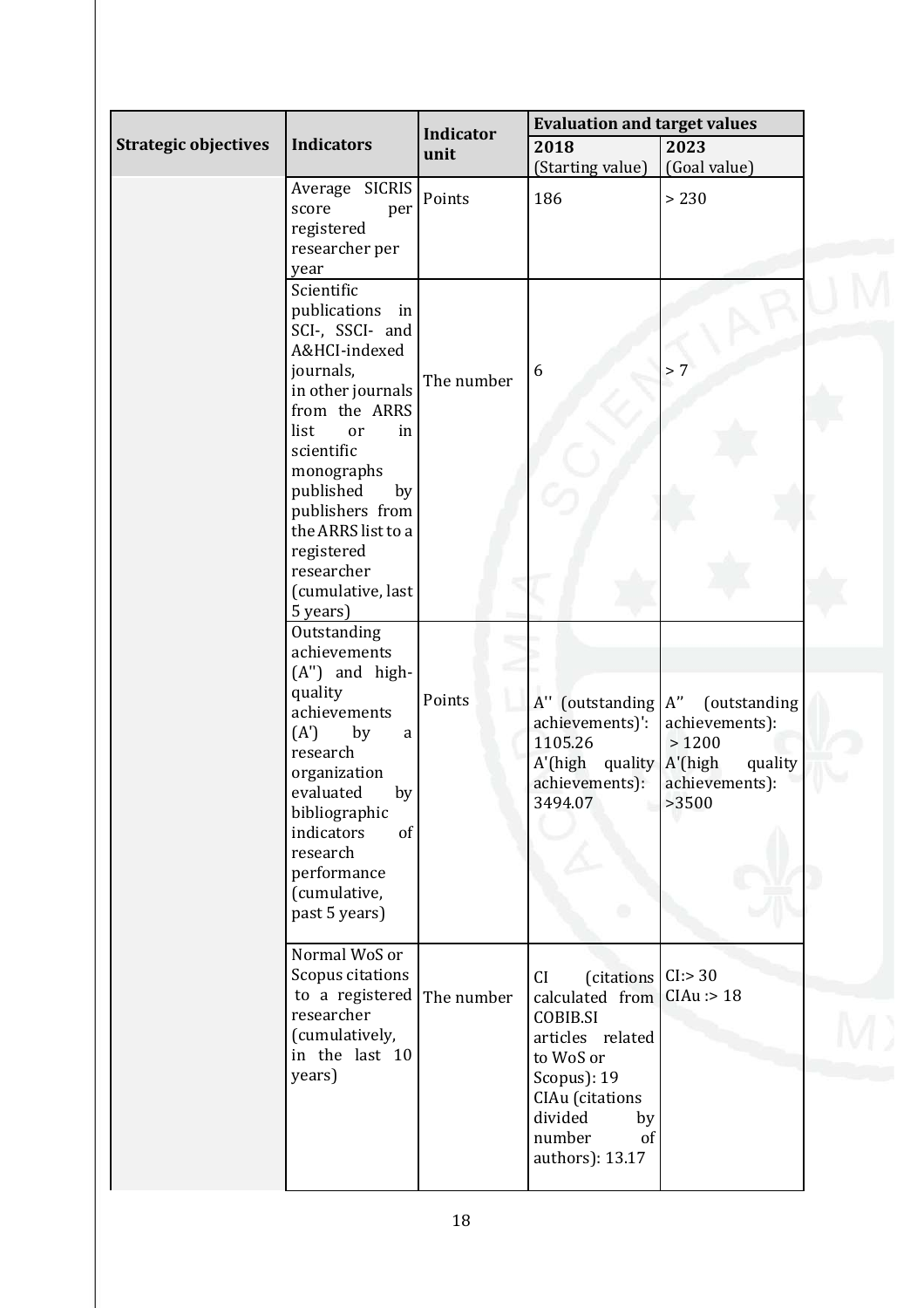| Strategic objectives | Indicators | Indicator unit | Evaluation and target values | |
|---|---|---|---|---|
| | | | 2018 (Starting value) | 2023 (Goal value) |
| | Average SICRIS score per registered researcher per year | Points | 186 | > 230 |
| | Scientific publications in SCI-, SSCI- and A&HCI-indexed journals, in other journals from the ARRS list or in scientific monographs published by publishers from the ARRS list to a registered researcher (cumulative, last 5 years) | The number | 6 | > 7 |
| | Outstanding achievements (A'') and high-quality achievements (A') by a research organization evaluated by bibliographic indicators of research performance (cumulative, past 5 years) | Points | A'' (outstanding achievements)': 1105.26 A'(high quality achievements): 3494.07 | A'' (outstanding achievements): > 1200 A'(high quality achievements): >3500 |
| | Normal WoS or Scopus citations to a registered researcher (cumulatively, in the last 10 years) | The number | CI (citations calculated from COBIB.SI articles related to WoS or Scopus): 19 CIAu (citations divided by number of authors): 13.17 | CI:> 30 CIAu :> 18 |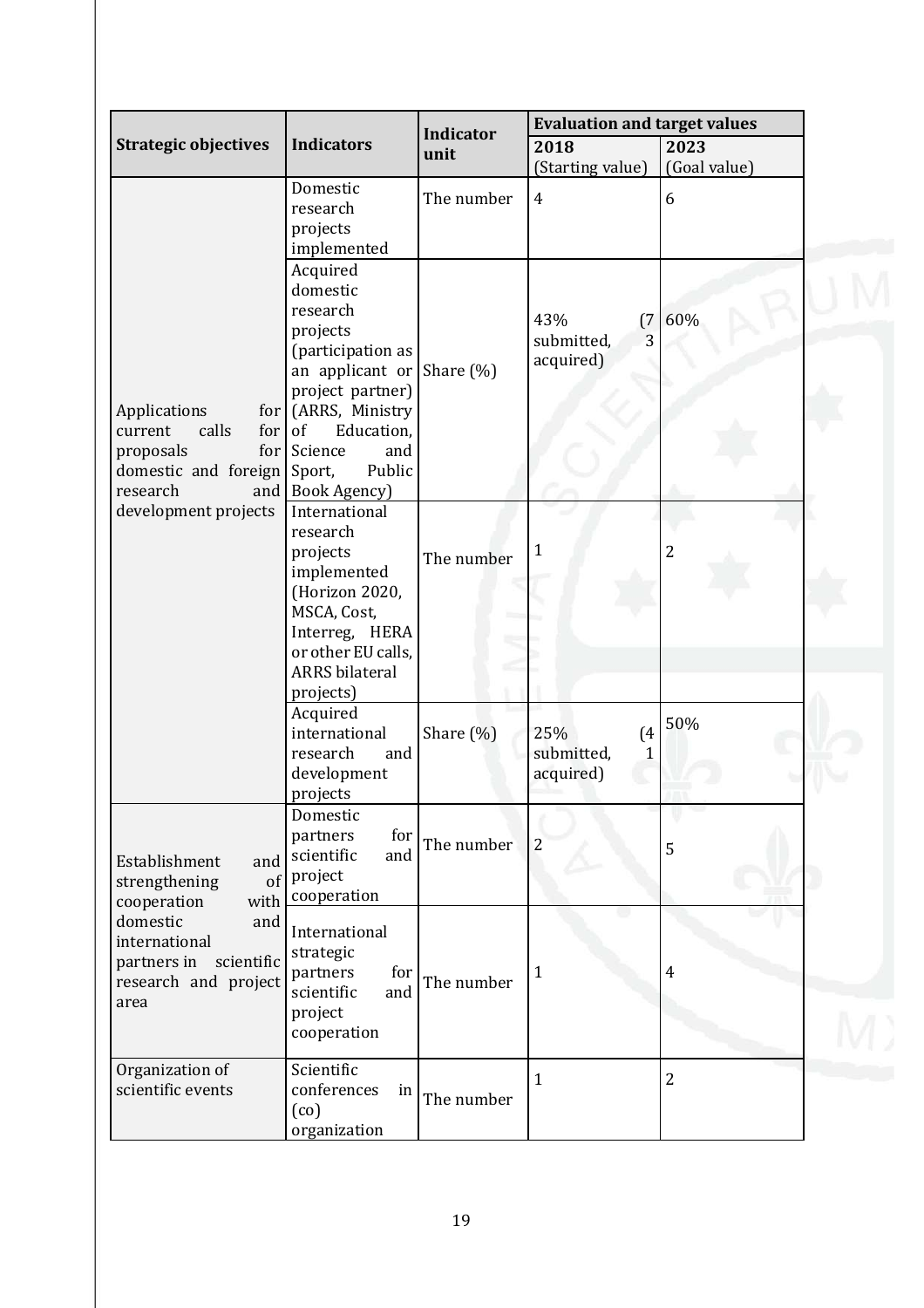| Strategic objectives | Indicators | Indicator unit | Evaluation and target values | |
|---|---|---|---|---|
| | | | 2018 (Starting value) | 2023 (Goal value) |
| Applications for current calls for proposals for domestic and foreign research and development projects | Domestic research projects implemented | The number | 4 | 6 |
| | Acquired domestic research projects (participation as an applicant or project partner) (ARRS, Ministry of Education, Science and Sport, Public Book Agency) | Share (%) | 43% (7 submitted, 3 acquired) | 60% |
| | International research projects implemented (Horizon 2020, MSCA, Cost, Interreg, HERA or other EU calls, ARRS bilateral projects) | The number | 1 | 2 |
| | Acquired international research and development projects | Share (%) | 25% (4 submitted, 1 acquired) | 50% |
| Establishment and strengthening of cooperation with domestic and international partners in scientific research and project area | Domestic partners for scientific and project cooperation | The number | 2 | 5 |
| | International strategic partners for scientific and project cooperation | The number | 1 | 4 |
| Organization of scientific events | Scientific conferences in (co) organization | The number | 1 | 2 |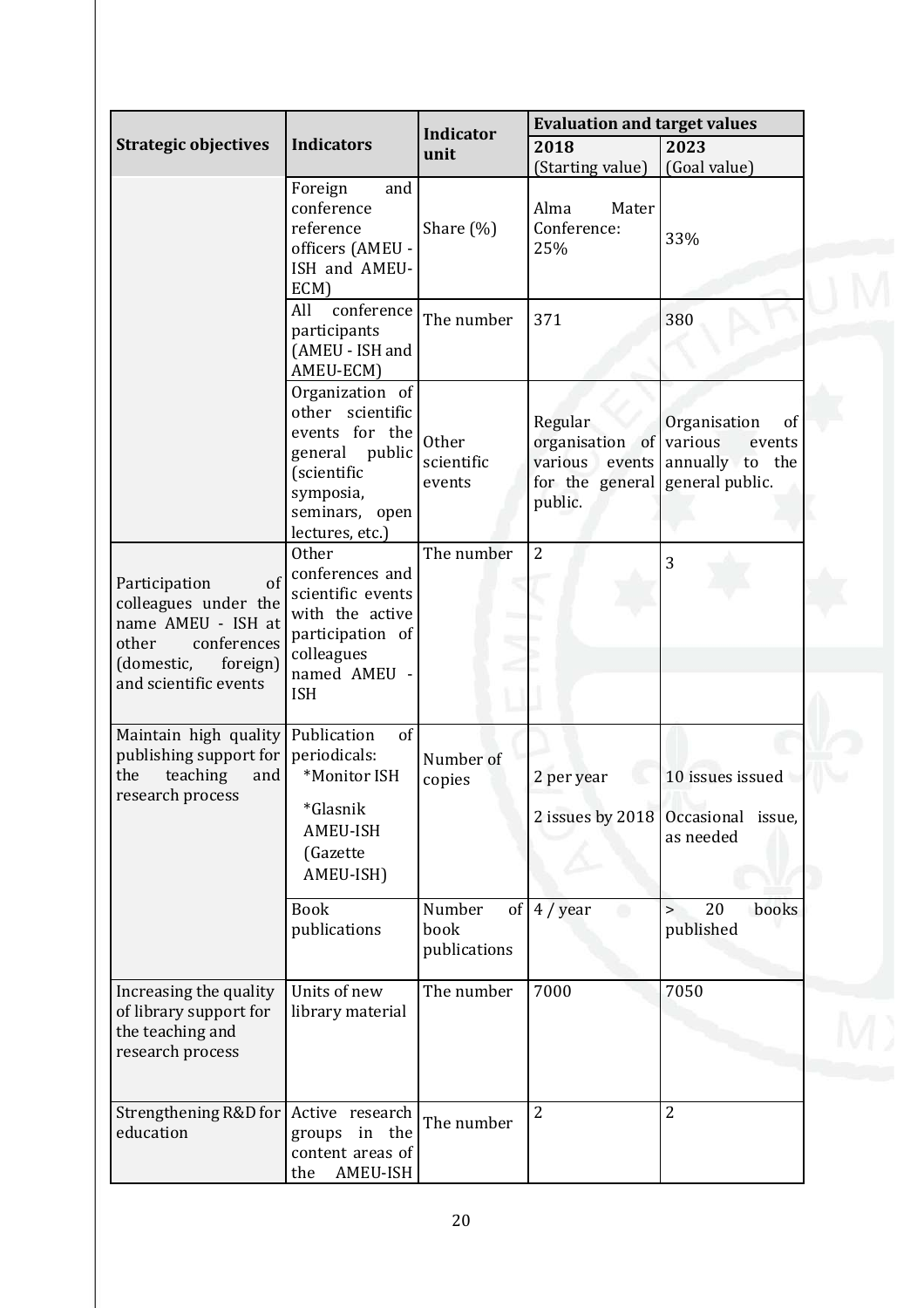| Strategic objectives | Indicators | Indicator unit | Evaluation and target values | |
|---|---|---|---|---|
| | | | 2018 (Starting value) | 2023 (Goal value) |
| | Foreign and conference reference officers (AMEU - ISH and AMEU-ECM) | Share (%) | Alma Mater Conference: 25% | 33% |
| | All conference participants (AMEU - ISH and AMEU-ECM) | The number | 371 | 380 |
| | Organization of other scientific events for the general public (scientific symposia, seminars, open lectures, etc.) | Other scientific events | Regular organisation of various events for the general public. | Organisation of various events annually to the general public. |
| Participation of colleagues under the name AMEU - ISH at other conferences (domestic, foreign) and scientific events | Other conferences and scientific events with the active participation of colleagues named AMEU - ISH | The number | 2 | 3 |
| Maintain high quality publishing support for the teaching and research process | Publication of periodicals: *Monitor ISH *Glasnik AMEU-ISH (Gazette AMEU-ISH) | Number of copies | 2 per year<br>2 issues by 2018 | 10 issues issued<br>Occasional issue, as needed |
| | Book publications | Number of book publications | 4 / year | > 20 books published |
| Increasing the quality of library support for the teaching and research process | Units of new library material | The number | 7000 | 7050 |
| Strengthening R&D for education | Active research groups in the content areas of the AMEU-ISH | The number | 2 | 2 |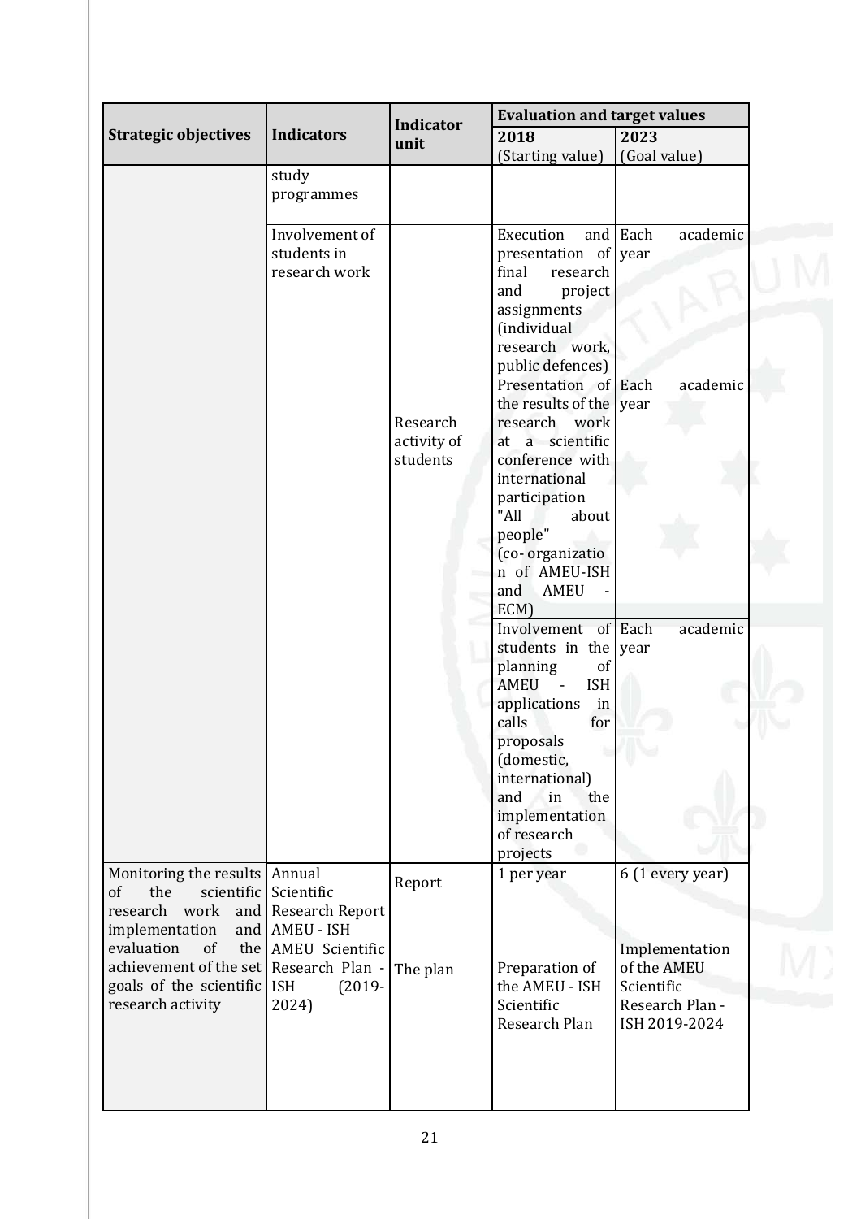| Strategic objectives | Indicators | Indicator unit | Evaluation and target values | |
|---|---|---|---|---|
| | | | 2018 (Starting value) | 2023 (Goal value) |
| | study programmes | | | |
| | Involvement of students in research work | Research activity of students | Execution and presentation of final research and project assignments (individual research work, public defences) | Each academic year |
| | | | Presentation of the results of the research work at a scientific conference with international participation "All about people" (co- organization of AMEU-ISH and AMEU - ECM) | Each academic year |
| | | | Involvement of students in the planning of AMEU - ISH applications in calls for proposals (domestic, international) and in the implementation of research projects | Each academic year |
| Monitoring the results of the scientific research work and implementation and evaluation of the achievement of the set goals of the scientific research activity | Annual Scientific Research Report AMEU - ISH | Report | 1 per year | 6 (1 every year) |
| | AMEU Scientific Research Plan - ISH (2019-2024) | The plan | Preparation of the AMEU - ISH Scientific Research Plan | Implementation of the AMEU Scientific Research Plan - ISH 2019-2024 |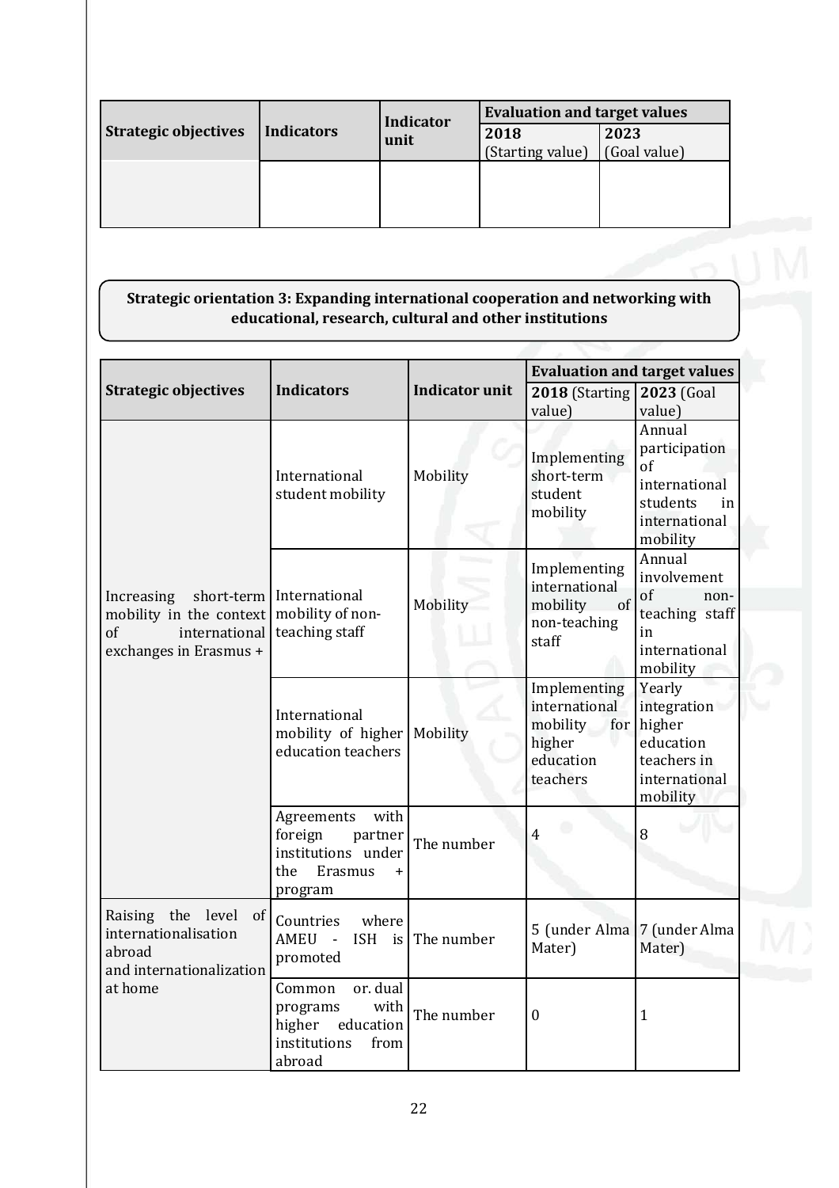| Strategic objectives | Indicators | Indicator unit | Evaluation and target values | |
|---|---|---|---|---|
| | | | 2018 (Starting value) | 2023 (Goal value) |
| | | | | |

**Strategic orientation 3: Expanding international cooperation and networking with educational, research, cultural and other institutions**

| Strategic objectives | Indicators | Indicator unit | Evaluation and target values | |
|---|---|---|---|---|
| | | | **2018** (Starting value) | **2023** (Goal value) |
| Increasing short-term mobility in the context of international exchanges in Erasmus + | International student mobility | Mobility | Implementing short-term student mobility | Annual participation of international students in international mobility |
| | International mobility of non-teaching staff | Mobility | Implementing international mobility of non-teaching staff | Annual involvement of non-teaching staff in international mobility |
| | International mobility of higher education teachers | Mobility | Implementing international mobility for higher education teachers | Yearly integration higher education teachers in international mobility |
| | Agreements with foreign partner institutions under the Erasmus + program | The number | 4 | 8 |
| Raising the level of internationalisation abroad and internationalization at home | Countries where AMEU - ISH is promoted | The number | 5 (under Alma Mater) | 7 (under Alma Mater) |
| | Common or. dual programs with higher education institutions from abroad | The number | 0 | 1 |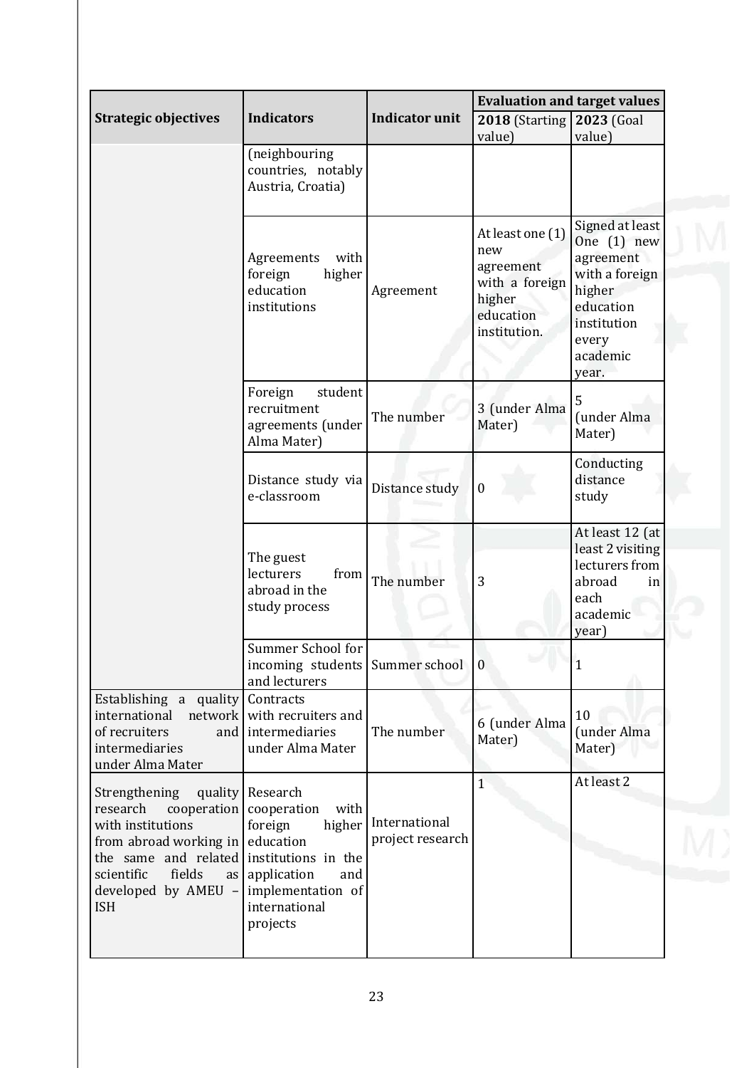| Strategic objectives | Indicators | Indicator unit | Evaluation and target values | |
|---|---|---|---|---|
| | | | **2018** (Starting value) | **2023** (Goal value) |
| | (neighbouring countries, notably Austria, Croatia) | | | |
| | Agreements with foreign higher education institutions | Agreement | At least one (1) new agreement with a foreign higher education institution. | Signed at least One (1) new agreement with a foreign higher education institution every academic year. |
| | Foreign student recruitment agreements (under Alma Mater) | The number | 3 (under Alma Mater) | 5 (under Alma Mater) |
| | Distance study via e-classroom | Distance study | 0 | Conducting distance study |
| | The guest lecturers from abroad in the study process | The number | 3 | At least 12 (at least 2 visiting lecturers from abroad in each academic year) |
| | Summer School for incoming students and lecturers | Summer school | 0 | 1 |
| Establishing a quality international network of recruiters and intermediaries under Alma Mater | Contracts with recruiters and intermediaries under Alma Mater | The number | 6 (under Alma Mater) | 10 (under Alma Mater) |
| Strengthening quality research cooperation with institutions from abroad working in the same and related scientific fields as developed by AMEU – ISH | Research cooperation with foreign higher education institutions in the application and implementation of international projects | International project research | 1 | At least 2 |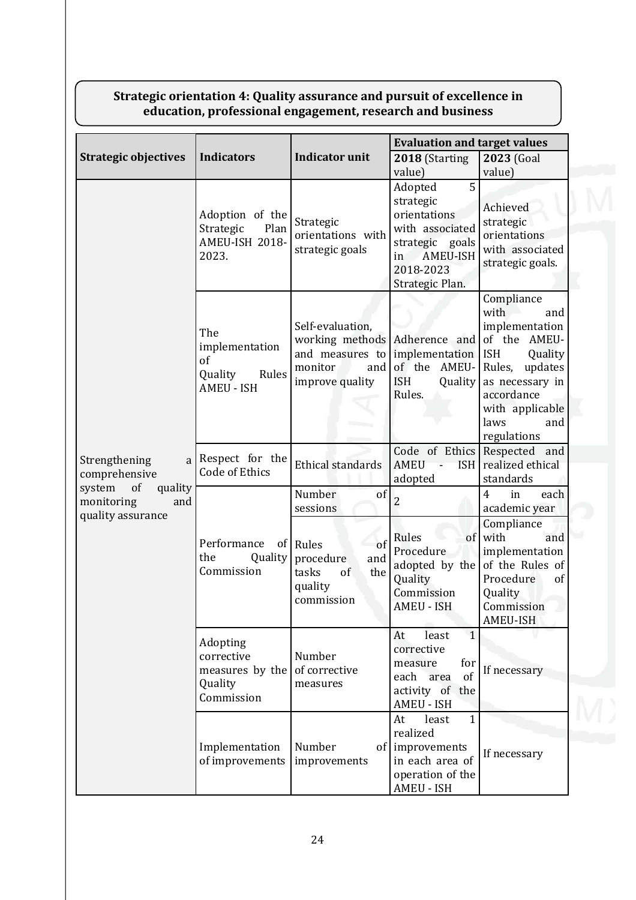**Strategic orientation 4: Quality assurance and pursuit of excellence in education, professional engagement, research and business**

| Strategic objectives | Indicators | Indicator unit | Evaluation and target values | |
|---|---|---|---|---|
| | | | **2018** (Starting value) | **2023** (Goal value) |
| Strengthening a comprehensive system of quality monitoring and quality assurance | Adoption of the Strategic Plan AMEU-ISH 2018-2023. | Strategic orientations with strategic goals | Adopted 5 strategic orientations with associated strategic goals in AMEU-ISH 2018-2023 Strategic Plan. | Achieved strategic orientations with associated strategic goals. |
| | The implementation of Quality Rules AMEU - ISH | Self-evaluation, working methods and measures to monitor and improve quality | Adherence and implementation of the AMEU-ISH Quality Rules. | Compliance with and implementation of the AMEU-ISH Quality Rules, updates as necessary in accordance with applicable laws and regulations |
| | Respect for the Code of Ethics | Ethical standards | Code of Ethics AMEU - ISH adopted | Respected and realized ethical standards |
| | Performance of the Quality Commission | Number of sessions | 2 | 4 in each academic year |
| | | Rules of procedure and tasks of the quality commission | Rules of Procedure adopted by the Quality Commission AMEU - ISH | Compliance with and implementation of the Rules of Procedure of Quality Commission AMEU-ISH |
| | Adopting corrective measures by the Quality Commission | Number of corrective measures | At least 1 corrective measure for each area of activity of the AMEU - ISH | If necessary |
| | Implementation of improvements | Number of improvements | At least 1 realized improvements in each area of operation of the AMEU - ISH | If necessary |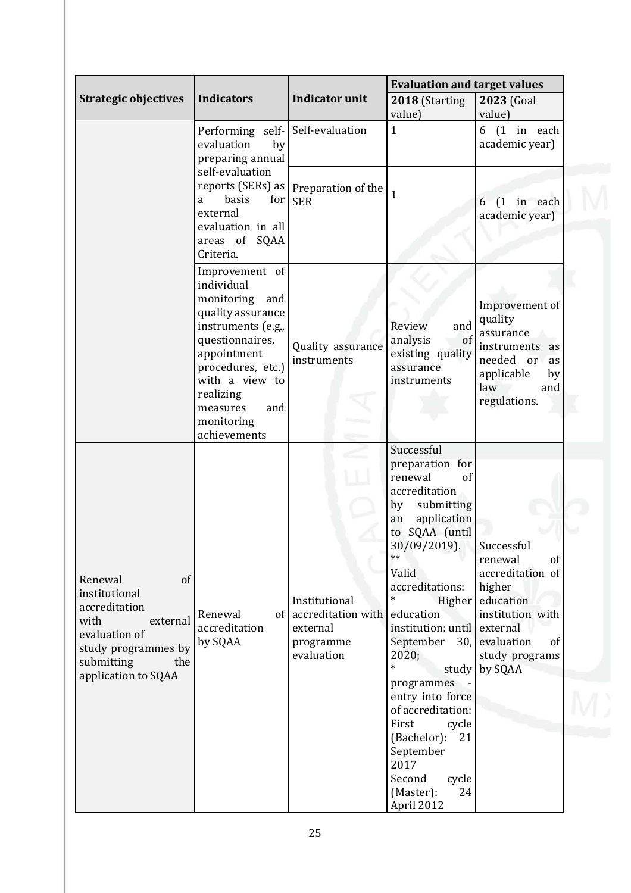| Strategic objectives | Indicators | Indicator unit | Evaluation and target values | |
|---|---|---|---|---|
| | | | **2018** (Starting value) | **2023** (Goal value) |
| | Performing self-evaluation by preparing annual self-evaluation reports (SERs) as a basis for external evaluation in all areas of SQAA Criteria. | Self-evaluation | 1 | 6 (1 in each academic year) |
| | | Preparation of the SER | 1 | 6 (1 in each academic year) |
| | Improvement of individual monitoring and quality assurance instruments (e.g., questionnaires, appointment procedures, etc.) with a view to realizing measures and monitoring achievements | Quality assurance instruments | Review and analysis of existing quality assurance instruments | Improvement of quality assurance instruments as needed or as applicable by law and regulations. |
| Renewal of institutional accreditation with external evaluation of study programmes by submitting the application to SQAA | Renewal of accreditation by SQAA | Institutional accreditation with external programme evaluation | Successful preparation for renewal of accreditation by submitting an application to SQAA (until 30/09/2019). ** Valid accreditations: * Higher education institution: until September 30, 2020; * study programmes - entry into force of accreditation: First cycle (Bachelor): 21 September 2017 Second cycle (Master): 24 April 2012 | Successful renewal of accreditation of higher education institution with external evaluation of study programs by SQAA |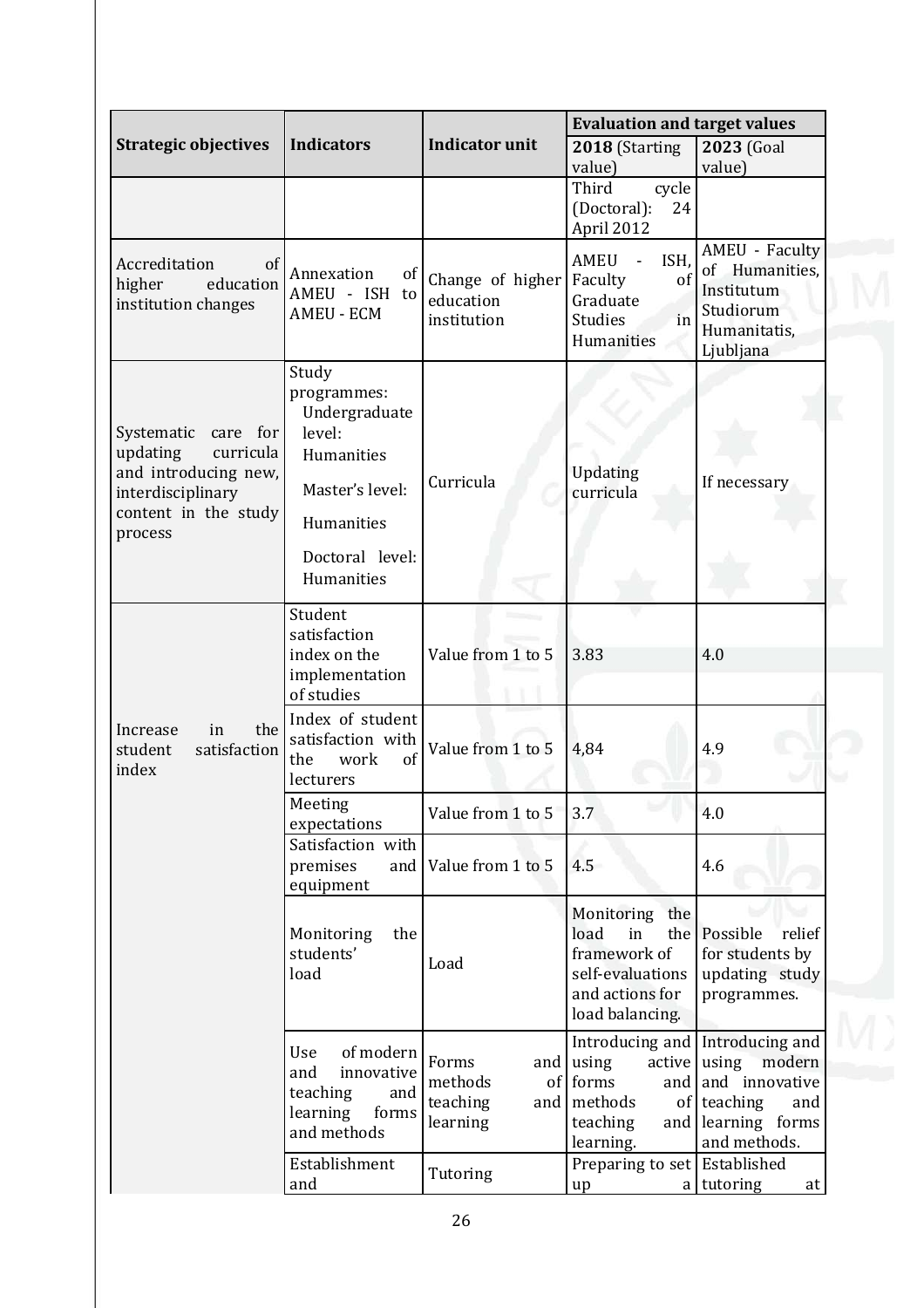| Strategic objectives | Indicators | Indicator unit | Evaluation and target values | |
|---|---|---|---|---|
| | | | **2018** (Starting value) | **2023** (Goal value) |
| | | | Third cycle (Doctoral): 24 April 2012 | |
| Accreditation of higher education institution changes | Annexation of AMEU - ISH to AMEU - ECM | Change of higher education institution | AMEU - ISH, Faculty of Graduate Studies in Humanities | AMEU - Faculty of Humanities, Institutum Studiorum Humanitatis, Ljubljana |
| Systematic care for updating curricula and introducing new, interdisciplinary content in the study process | Study programmes: Undergraduate level: Humanities<br>Master's level: Humanities<br>Doctoral level: Humanities | Curricula | Updating curricula | If necessary |
| Increase in the student satisfaction index | Student satisfaction index on the implementation of studies | Value from 1 to 5 | 3.83 | 4.0 |
| | Index of student satisfaction with the work of lecturers | Value from 1 to 5 | 4,84 | 4.9 |
| | Meeting expectations | Value from 1 to 5 | 3.7 | 4.0 |
| | Satisfaction with premises and equipment | Value from 1 to 5 | 4.5 | 4.6 |
| | Monitoring the students' load | Load | Monitoring the load in the framework of self-evaluations and actions for load balancing. | Possible relief for students by updating study programmes. |
| | Use of modern and innovative teaching and learning forms and methods | Forms and methods of teaching and learning | Introducing and using active forms and methods of teaching and learning. | Introducing and using modern and innovative teaching and learning forms and methods. |
| | Establishment and | Tutoring | Preparing to set up a | Established tutoring at |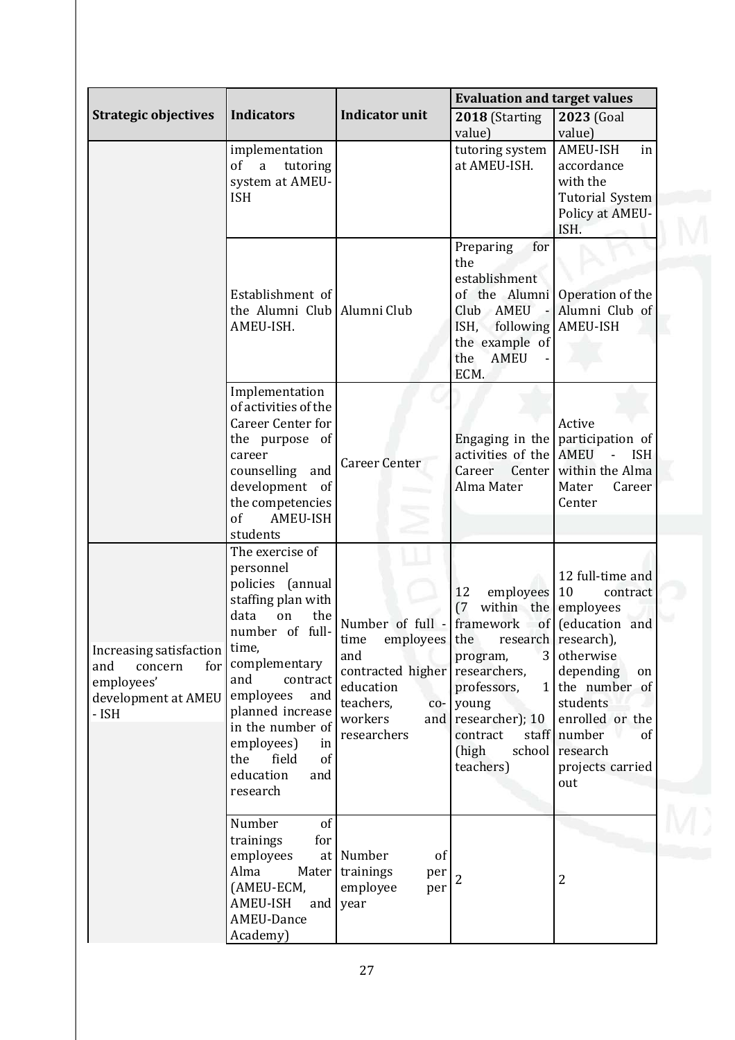| Strategic objectives | Indicators | Indicator unit | Evaluation and target values | |
|---|---|---|---|---|
| | | | **2018** (Starting value) | **2023** (Goal value) |
| | implementation of a tutoring system at AMEU-ISH | | tutoring system at AMEU-ISH. | AMEU-ISH in accordance with the Tutorial System Policy at AMEU-ISH. |
| | Establishment of the Alumni Club AMEU-ISH. | Alumni Club | Preparing for the establishment of the Alumni Club AMEU - ISH, following the example of the AMEU - ECM. | Operation of the Alumni Club of AMEU-ISH |
| | Implementation of activities of the Career Center for the purpose of career counselling and development of the competencies of AMEU-ISH students | Career Center | Engaging in the activities of the Career Center Alma Mater | Active participation of AMEU - ISH within the Alma Mater Career Center |
| Increasing satisfaction and concern for employees' development at AMEU - ISH | The exercise of personnel policies (annual staffing plan with data on the number of full-time, complementary and contract employees and planned increase in the number of employees) in the field of education and research | Number of full - time employees and contracted higher education teachers, co-workers and researchers | 12 employees (7 within the framework of the research program, 3 researchers, professors, 1 young researcher); 10 contract staff (high school teachers) | 12 full-time and 10 contract employees (education and research), otherwise depending on the number of students enrolled or the number of research projects carried out |
| | Number of trainings for employees at Alma Mater (AMEU-ECM, AMEU-ISH and AMEU-Dance Academy) | Number of trainings per employee per year | 2 | 2 |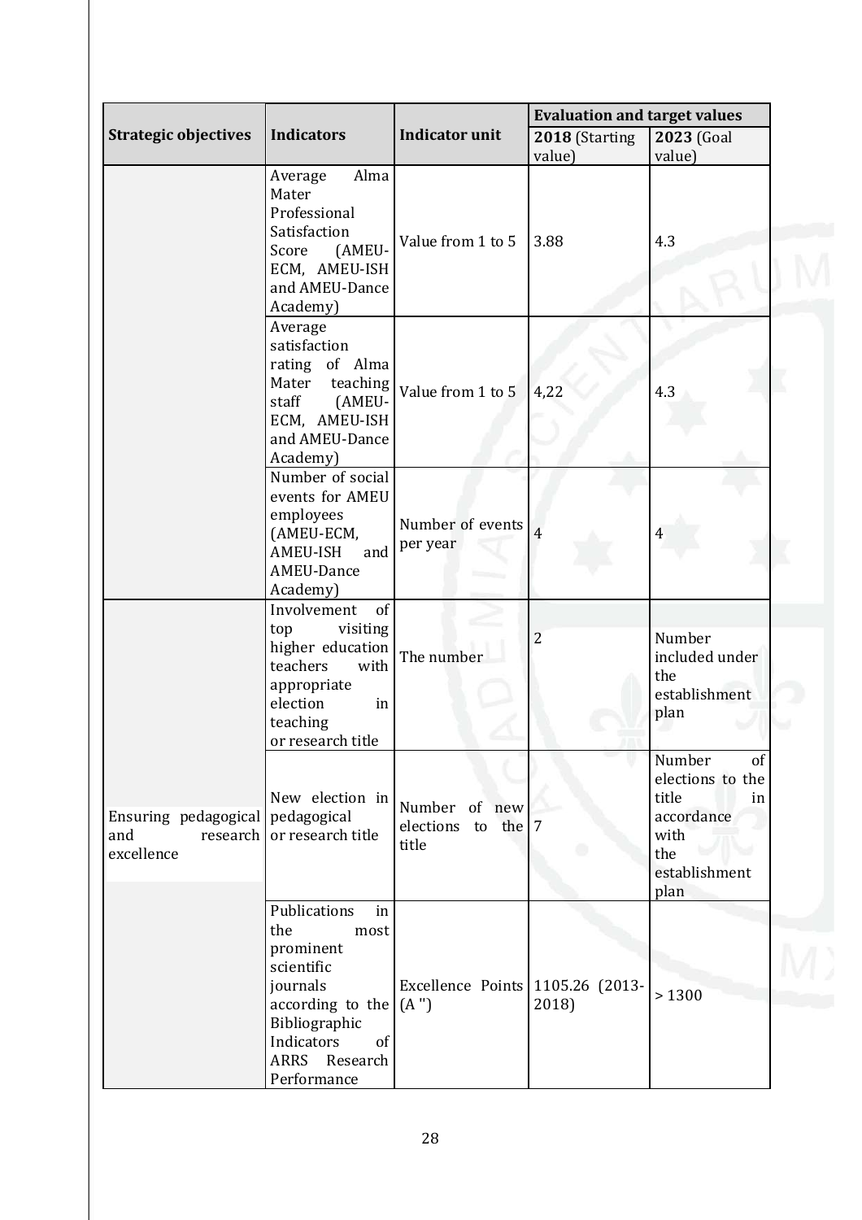| Strategic objectives | Indicators | Indicator unit | Evaluation and target values | |
|---|---|---|---|---|
| | | | **2018** (Starting value) | **2023** (Goal value) |
| | Average Alma Mater Professional Satisfaction Score (AMEU-ECM, AMEU-ISH and AMEU-Dance Academy) | Value from 1 to 5 | 3.88 | 4.3 |
| | Average satisfaction rating of Alma Mater teaching staff (AMEU-ECM, AMEU-ISH and AMEU-Dance Academy) | Value from 1 to 5 | 4,22 | 4.3 |
| | Number of social events for AMEU employees (AMEU-ECM, AMEU-ISH and AMEU-Dance Academy) | Number of events per year | 4 | 4 |
| Ensuring pedagogical and research excellence | Involvement of top visiting higher education teachers with appropriate election in teaching or research title | The number | 2 | Number included under the establishment plan |
| | New election in pedagogical or research title | Number of new elections to the title | 7 | Number of elections to the title in accordance with the establishment plan |
| | Publications in the most prominent scientific journals according to the Bibliographic Indicators of ARRS Research Performance | Excellence Points (A '') | 1105.26 (2013-2018) | > 1300 |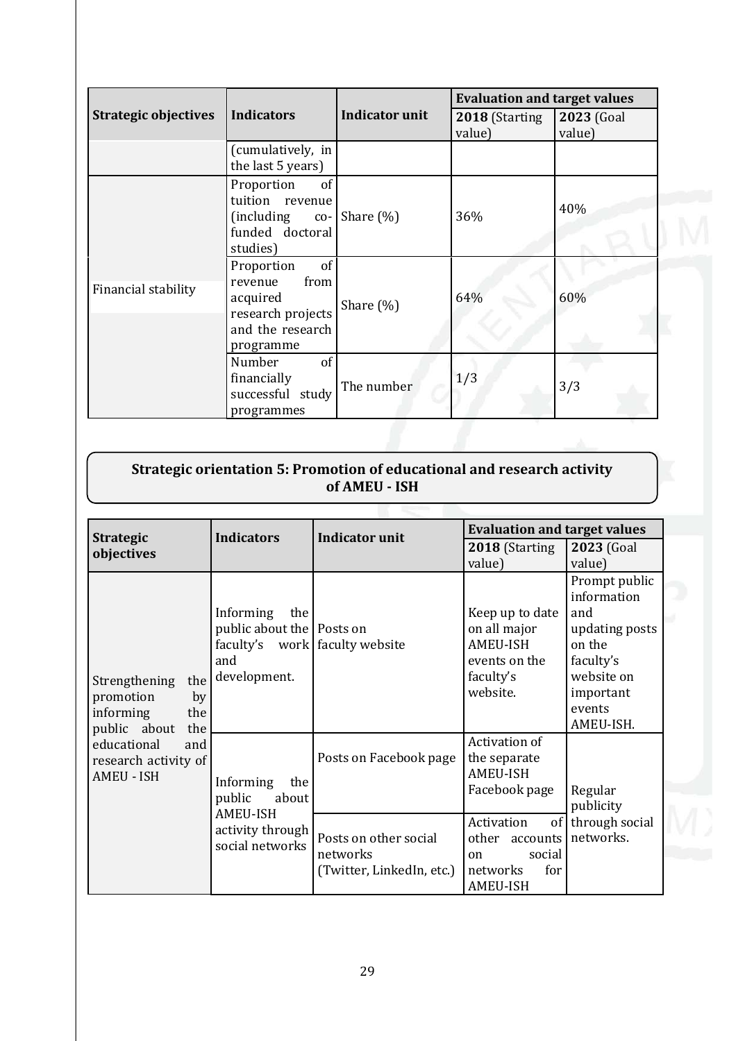| Strategic objectives | Indicators | Indicator unit | Evaluation and target values | |
|---|---|---|---|---|
| | | | **2018** (Starting value) | **2023** (Goal value) |
| | (cumulatively, in the last 5 years) | | | |
| Financial stability | Proportion of tuition revenue (including co-funded doctoral studies) | Share (%) | 36% | 40% |
| | Proportion of revenue from acquired research projects and the research programme | Share (%) | 64% | 60% |
| | Number of financially successful study programmes | The number | 1/3 | 3/3 |

**Strategic orientation 5: Promotion of educational and research activity of AMEU - ISH**

| Strategic objectives | Indicators | Indicator unit | Evaluation and target values | |
|---|---|---|---|---|
| | | | **2018** (Starting value) | **2023** (Goal value) |
| Strengthening the promotion by informing the public about the educational and research activity of AMEU - ISH | Informing the public about the faculty's work and development. | Posts on faculty website | Keep up to date on all major AMEU-ISH events on the faculty's website. | Prompt public information and updating posts on the faculty's website on important events AMEU-ISH. |
| | Informing the public about AMEU-ISH activity through social networks | Posts on Facebook page | Activation of the separate AMEU-ISH Facebook page | Regular publicity through social networks. |
| | | Posts on other social networks (Twitter, LinkedIn, etc.) | Activation of other accounts on social networks for AMEU-ISH | |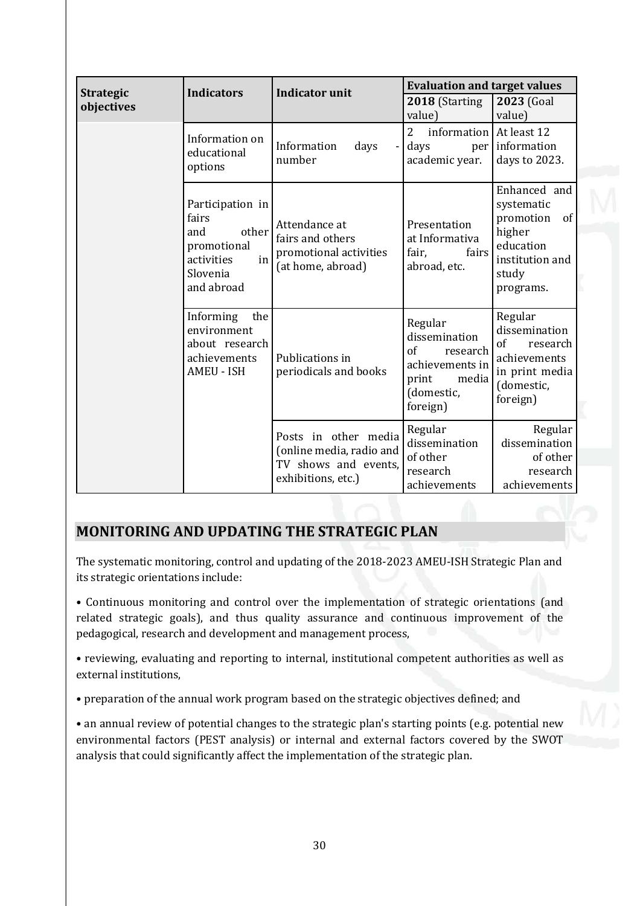| Strategic objectives | Indicators | Indicator unit | Evaluation and target values | |
|---|---|---|---|---|
| | | | **2018** (Starting value) | **2023** (Goal value) |
| | Information on educational options | Information days - number | 2 information days per academic year. | At least 12 information days to 2023. |
| | Participation in fairs and other promotional activities in Slovenia and abroad | Attendance at fairs and others promotional activities (at home, abroad) | Presentation at Informativa fair, fairs abroad, etc. | Enhanced and systematic promotion of higher education institution and study programs. |
| | Informing the environment about research achievements AMEU - ISH | Publications in periodicals and books | Regular dissemination of research achievements in print media (domestic, foreign) | Regular dissemination of research achievements in print media (domestic, foreign) |
| | | Posts in other media (online media, radio and TV shows and events, exhibitions, etc.) | Regular dissemination of other research achievements | Regular dissemination of other research achievements |

## MONITORING AND UPDATING THE STRATEGIC PLAN

The systematic monitoring, control and updating of the 2018-2023 AMEU-ISH Strategic Plan and its strategic orientations include:

• Continuous monitoring and control over the implementation of strategic orientations (and related strategic goals), and thus quality assurance and continuous improvement of the pedagogical, research and development and management process,

• reviewing, evaluating and reporting to internal, institutional competent authorities as well as external institutions,

• preparation of the annual work program based on the strategic objectives defined; and

• an annual review of potential changes to the strategic plan's starting points (e.g. potential new environmental factors (PEST analysis) or internal and external factors covered by the SWOT analysis that could significantly affect the implementation of the strategic plan.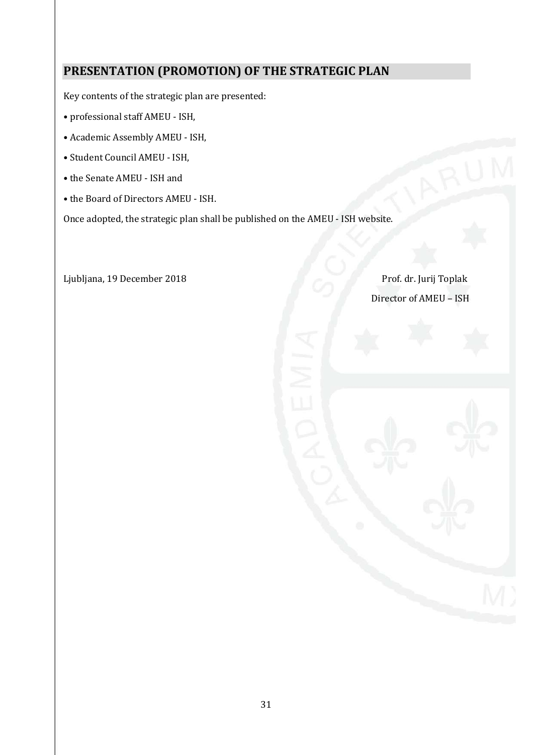## PRESENTATION (PROMOTION) OF THE STRATEGIC PLAN

Key contents of the strategic plan are presented:

- professional staff AMEU - ISH,
- Academic Assembly AMEU - ISH,
- Student Council AMEU - ISH,
- the Senate AMEU - ISH and
- the Board of Directors AMEU - ISH.

Once adopted, the strategic plan shall be published on the AMEU - ISH website.

Ljubljana, 19 December 2018

Prof. dr. Jurij Toplak
Director of AMEU – ISH